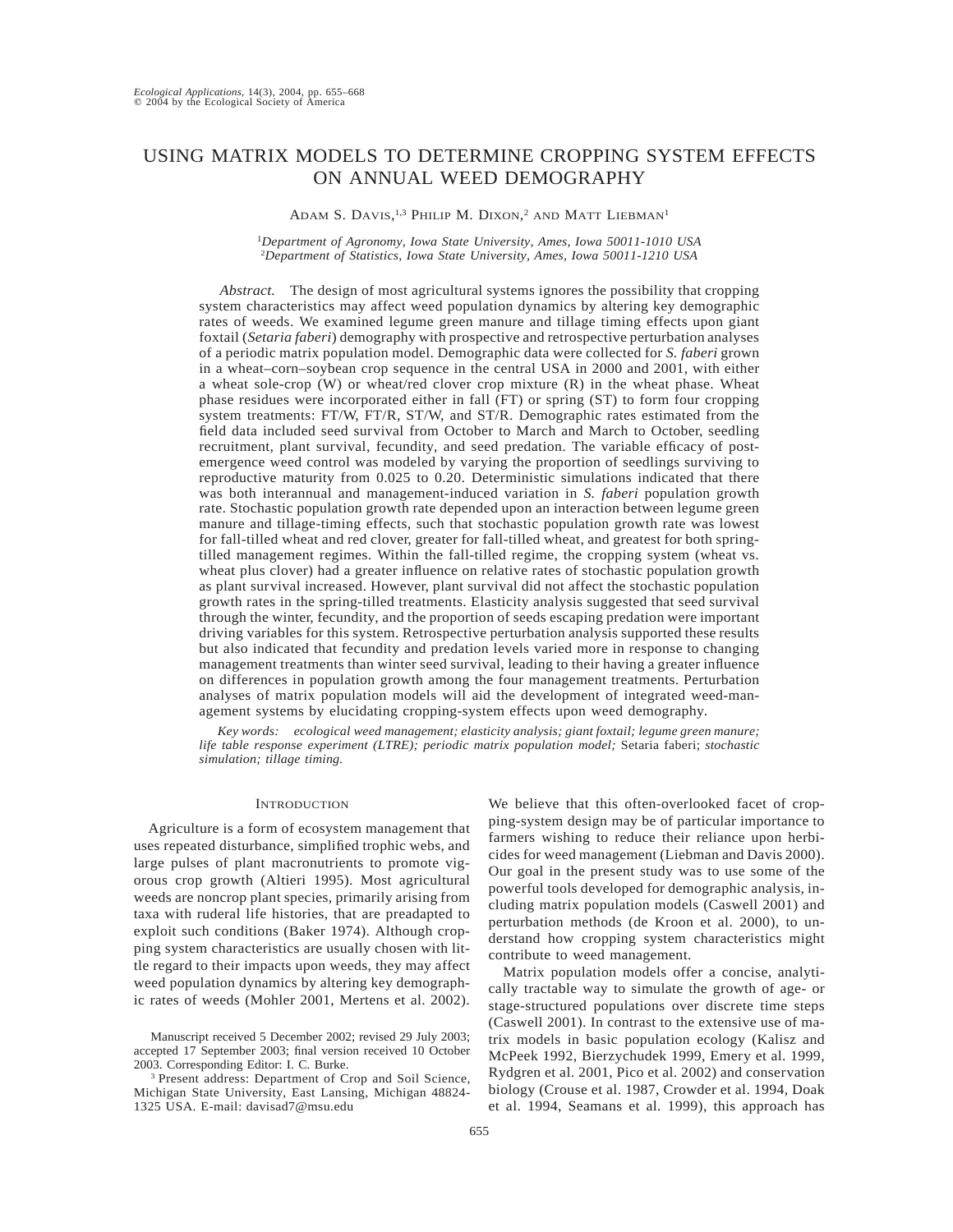# USING MATRIX MODELS TO DETERMINE CROPPING SYSTEM EFFECTS ON ANNUAL WEED DEMOGRAPHY

Adam S. Davis,[1,3] Philip M. Dixon,[2] and Matt Liebman[1]

[1]*Department of Agronomy, Iowa State University, Ames, Iowa 50011-1010 USA*
[2]*Department of Statistics, Iowa State University, Ames, Iowa 50011-1210 USA*

*Abstract.* The design of most agricultural systems ignores the possibility that cropping system characteristics may affect weed population dynamics by altering key demographic rates of weeds. We examined legume green manure and tillage timing effects upon giant foxtail (*Setaria faberi*) demography with prospective and retrospective perturbation analyses of a periodic matrix population model. Demographic data were collected for *S. faberi* grown in a wheat–corn–soybean crop sequence in the central USA in 2000 and 2001, with either a wheat sole-crop (W) or wheat/red clover crop mixture (R) in the wheat phase. Wheat phase residues were incorporated either in fall (FT) or spring (ST) to form four cropping system treatments: FT/W, FT/R, ST/W, and ST/R. Demographic rates estimated from the field data included seed survival from October to March and March to October, seedling recruitment, plant survival, fecundity, and seed predation. The variable efficacy of post-emergence weed control was modeled by varying the proportion of seedlings surviving to reproductive maturity from 0.025 to 0.20. Deterministic simulations indicated that there was both interannual and management-induced variation in *S. faberi* population growth rate. Stochastic population growth rate depended upon an interaction between legume green manure and tillage-timing effects, such that stochastic population growth rate was lowest for fall-tilled wheat and red clover, greater for fall-tilled wheat, and greatest for both spring-tilled management regimes. Within the fall-tilled regime, the cropping system (wheat vs. wheat plus clover) had a greater influence on relative rates of stochastic population growth as plant survival increased. However, plant survival did not affect the stochastic population growth rates in the spring-tilled treatments. Elasticity analysis suggested that seed survival through the winter, fecundity, and the proportion of seeds escaping predation were important driving variables for this system. Retrospective perturbation analysis supported these results but also indicated that fecundity and predation levels varied more in response to changing management treatments than winter seed survival, leading to their having a greater influence on differences in population growth among the four management treatments. Perturbation analyses of matrix population models will aid the development of integrated weed-management systems by elucidating cropping-system effects upon weed demography.

*Key words:* *ecological weed management; elasticity analysis; giant foxtail; legume green manure; life table response experiment (LTRE); periodic matrix population model;* Setaria faberi; *stochastic simulation; tillage timing.*

## Introduction

Agriculture is a form of ecosystem management that uses repeated disturbance, simplified trophic webs, and large pulses of plant macronutrients to promote vigorous crop growth (Altieri 1995). Most agricultural weeds are noncrop plant species, primarily arising from taxa with ruderal life histories, that are preadapted to exploit such conditions (Baker 1974). Although cropping system characteristics are usually chosen with little regard to their impacts upon weeds, they may affect weed population dynamics by altering key demographic rates of weeds (Mohler 2001, Mertens et al. 2002). We believe that this often-overlooked facet of cropping-system design may be of particular importance to farmers wishing to reduce their reliance upon herbicides for weed management (Liebman and Davis 2000). Our goal in the present study was to use some of the powerful tools developed for demographic analysis, including matrix population models (Caswell 2001) and perturbation methods (de Kroon et al. 2000), to understand how cropping system characteristics might contribute to weed management.

Matrix population models offer a concise, analytically tractable way to simulate the growth of age- or stage-structured populations over discrete time steps (Caswell 2001). In contrast to the extensive use of matrix models in basic population ecology (Kalisz and McPeek 1992, Bierzychudek 1999, Emery et al. 1999, Rydgren et al. 2001, Pico et al. 2002) and conservation biology (Crouse et al. 1987, Crowder et al. 1994, Doak et al. 1994, Seamans et al. 1999), this approach has

Manuscript received 5 December 2002; revised 29 July 2003; accepted 17 September 2003; final version received 10 October 2003. Corresponding Editor: I. C. Burke.

[3] Present address: Department of Crop and Soil Science, Michigan State University, East Lansing, Michigan 48824-1325 USA. E-mail: davisad7@msu.edu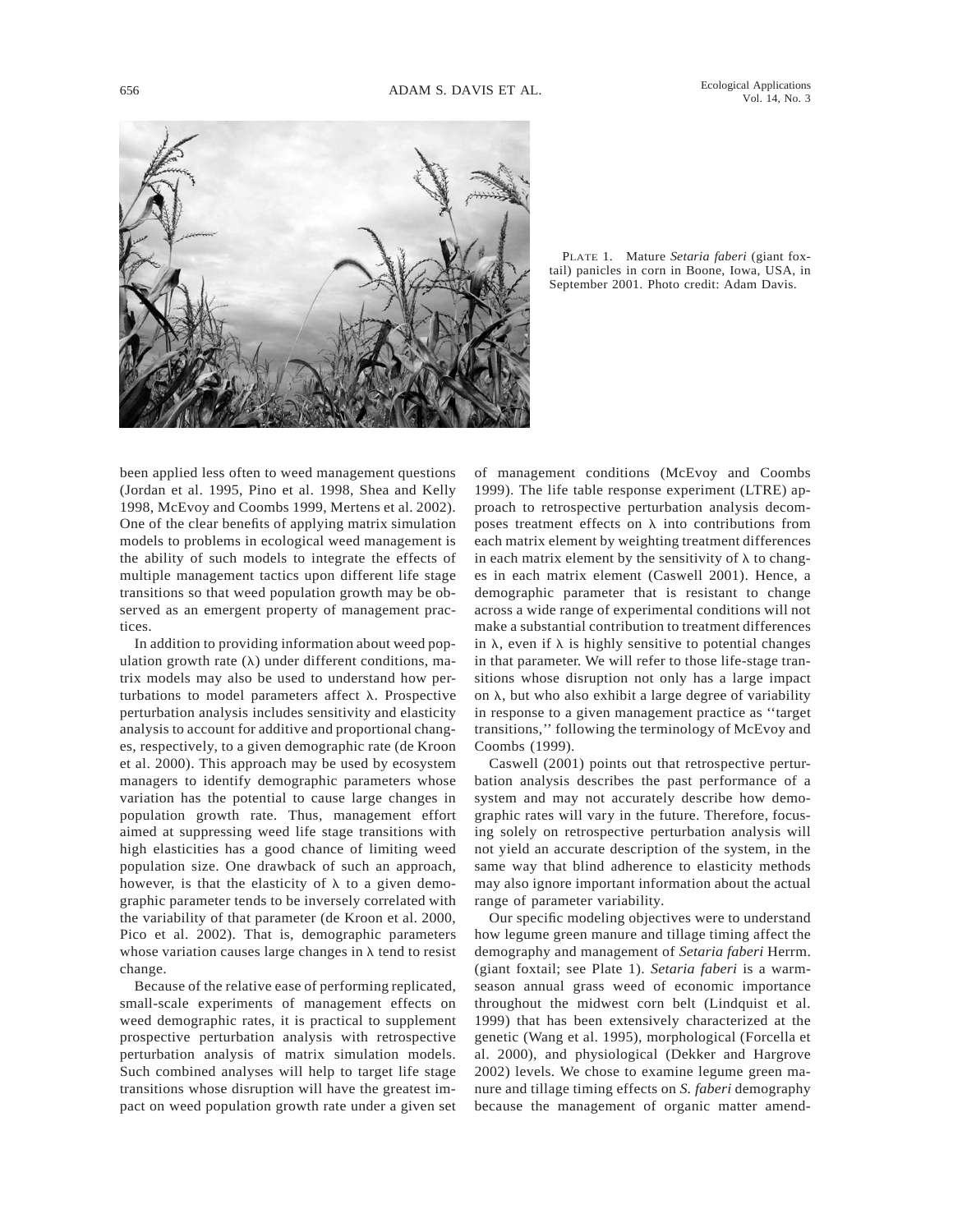PLATE 1. Mature *Setaria faberi* (giant foxtail) panicles in corn in Boone, Iowa, USA, in September 2001. Photo credit: Adam Davis.

been applied less often to weed management questions (Jordan et al. 1995, Pino et al. 1998, Shea and Kelly 1998, McEvoy and Coombs 1999, Mertens et al. 2002). One of the clear benefits of applying matrix simulation models to problems in ecological weed management is the ability of such models to integrate the effects of multiple management tactics upon different life stage transitions so that weed population growth may be observed as an emergent property of management practices.

In addition to providing information about weed population growth rate ($\lambda$) under different conditions, matrix models may also be used to understand how perturbations to model parameters affect $\lambda$. Prospective perturbation analysis includes sensitivity and elasticity analysis to account for additive and proportional changes, respectively, to a given demographic rate (de Kroon et al. 2000). This approach may be used by ecosystem managers to identify demographic parameters whose variation has the potential to cause large changes in population growth rate. Thus, management effort aimed at suppressing weed life stage transitions with high elasticities has a good chance of limiting weed population size. One drawback of such an approach, however, is that the elasticity of $\lambda$ to a given demographic parameter tends to be inversely correlated with the variability of that parameter (de Kroon et al. 2000, Pico et al. 2002). That is, demographic parameters whose variation causes large changes in $\lambda$ tend to resist change.

Because of the relative ease of performing replicated, small-scale experiments of management effects on weed demographic rates, it is practical to supplement prospective perturbation analysis with retrospective perturbation analysis of matrix simulation models. Such combined analyses will help to target life stage transitions whose disruption will have the greatest impact on weed population growth rate under a given set of management conditions (McEvoy and Coombs 1999). The life table response experiment (LTRE) approach to retrospective perturbation analysis decomposes treatment effects on $\lambda$ into contributions from each matrix element by weighting treatment differences in each matrix element by the sensitivity of $\lambda$ to changes in each matrix element (Caswell 2001). Hence, a demographic parameter that is resistant to change across a wide range of experimental conditions will not make a substantial contribution to treatment differences in $\lambda$, even if $\lambda$ is highly sensitive to potential changes in that parameter. We will refer to those life-stage transitions whose disruption not only has a large impact on $\lambda$, but who also exhibit a large degree of variability in response to a given management practice as ''target transitions,'' following the terminology of McEvoy and Coombs (1999).

Caswell (2001) points out that retrospective perturbation analysis describes the past performance of a system and may not accurately describe how demographic rates will vary in the future. Therefore, focusing solely on retrospective perturbation analysis will not yield an accurate description of the system, in the same way that blind adherence to elasticity methods may also ignore important information about the actual range of parameter variability.

Our specific modeling objectives were to understand how legume green manure and tillage timing affect the demography and management of *Setaria faberi* Herrm. (giant foxtail; see Plate 1). *Setaria faberi* is a warm-season annual grass weed of economic importance throughout the midwest corn belt (Lindquist et al. 1999) that has been extensively characterized at the genetic (Wang et al. 1995), morphological (Forcella et al. 2000), and physiological (Dekker and Hargrove 2002) levels. We chose to examine legume green manure and tillage timing effects on *S. faberi* demography because the management of organic matter amend-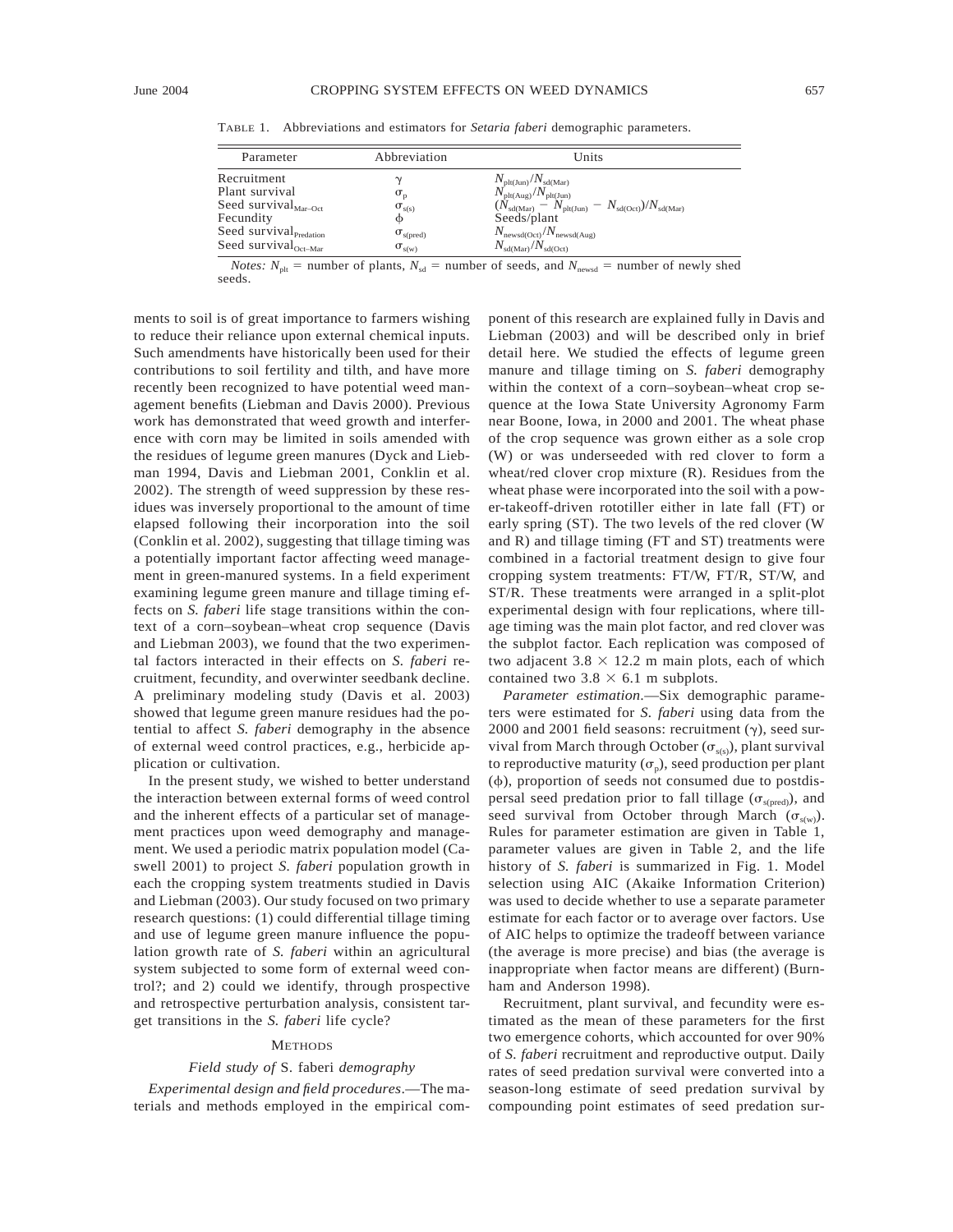TABLE 1. Abbreviations and estimators for *Setaria faberi* demographic parameters.

| Parameter | Abbreviation | Units |
| --- | --- | --- |
| Recruitment | $\gamma$ | $N_{plt(Jun)}/N_{sd(Mar)}$ |
| Plant survival | $\sigma_p$ | $N_{plt(Aug)}/N_{plt(Jun)}$ |
| Seed survival$_{Mar–Oct}$ | $\sigma_{s(s)}$ | $(N_{sd(Mar)} - N_{plt(Jun)} - N_{sd(Oct)})/N_{sd(Mar)}$ |
| Fecundity | $\phi$ | Seeds/plant |
| Seed survival$_{Predation}$ | $\sigma_{s(pred)}$ | $N_{newsd(Oct)}/N_{newsd(Aug)}$ |
| Seed survival$_{Oct–Mar}$ | $\sigma_{s(w)}$ | $N_{sd(Mar)}/N_{sd(Oct)}$ |

*Notes:* $N_{plt}$ = number of plants, $N_{sd}$ = number of seeds, and $N_{newsd}$ = number of newly shed seeds.

ments to soil is of great importance to farmers wishing to reduce their reliance upon external chemical inputs. Such amendments have historically been used for their contributions to soil fertility and tilth, and have more recently been recognized to have potential weed management benefits (Liebman and Davis 2000). Previous work has demonstrated that weed growth and interference with corn may be limited in soils amended with the residues of legume green manures (Dyck and Liebman 1994, Davis and Liebman 2001, Conklin et al. 2002). The strength of weed suppression by these residues was inversely proportional to the amount of time elapsed following their incorporation into the soil (Conklin et al. 2002), suggesting that tillage timing was a potentially important factor affecting weed management in green-manured systems. In a field experiment examining legume green manure and tillage timing effects on *S. faberi* life stage transitions within the context of a corn–soybean–wheat crop sequence (Davis and Liebman 2003), we found that the two experimental factors interacted in their effects on *S. faberi* recruitment, fecundity, and overwinter seedbank decline. A preliminary modeling study (Davis et al. 2003) showed that legume green manure residues had the potential to affect *S. faberi* demography in the absence of external weed control practices, e.g., herbicide application or cultivation.

In the present study, we wished to better understand the interaction between external forms of weed control and the inherent effects of a particular set of management practices upon weed demography and management. We used a periodic matrix population model (Caswell 2001) to project *S. faberi* population growth in each the cropping system treatments studied in Davis and Liebman (2003). Our study focused on two primary research questions: (1) could differential tillage timing and use of legume green manure influence the population growth rate of *S. faberi* within an agricultural system subjected to some form of external weed control?; and 2) could we identify, through prospective and retrospective perturbation analysis, consistent target transitions in the *S. faberi* life cycle?

## METHODS

### *Field study of* S. faberi *demography*

*Experimental design and field procedures*.—The materials and methods employed in the empirical component of this research are explained fully in Davis and Liebman (2003) and will be described only in brief detail here. We studied the effects of legume green manure and tillage timing on *S. faberi* demography within the context of a corn–soybean–wheat crop sequence at the Iowa State University Agronomy Farm near Boone, Iowa, in 2000 and 2001. The wheat phase of the crop sequence was grown either as a sole crop (W) or was underseeded with red clover to form a wheat/red clover crop mixture (R). Residues from the wheat phase were incorporated into the soil with a power-takeoff-driven rototiller either in late fall (FT) or early spring (ST). The two levels of the red clover (W and R) and tillage timing (FT and ST) treatments were combined in a factorial treatment design to give four cropping system treatments: FT/W, FT/R, ST/W, and ST/R. These treatments were arranged in a split-plot experimental design with four replications, where tillage timing was the main plot factor, and red clover was the subplot factor. Each replication was composed of two adjacent 3.8 × 12.2 m main plots, each of which contained two 3.8 × 6.1 m subplots.

*Parameter estimation*.—Six demographic parameters were estimated for *S. faberi* using data from the 2000 and 2001 field seasons: recruitment ($\gamma$), seed survival from March through October ($\sigma_{s(s)}$), plant survival to reproductive maturity ($\sigma_p$), seed production per plant ($\phi$), proportion of seeds not consumed due to postdispersal seed predation prior to fall tillage ($\sigma_{s(pred)}$), and seed survival from October through March ($\sigma_{s(w)}$). Rules for parameter estimation are given in Table 1, parameter values are given in Table 2, and the life history of *S. faberi* is summarized in Fig. 1. Model selection using AIC (Akaike Information Criterion) was used to decide whether to use a separate parameter estimate for each factor or to average over factors. Use of AIC helps to optimize the tradeoff between variance (the average is more precise) and bias (the average is inappropriate when factor means are different) (Burnham and Anderson 1998).

Recruitment, plant survival, and fecundity were estimated as the mean of these parameters for the first two emergence cohorts, which accounted for over 90% of *S. faberi* recruitment and reproductive output. Daily rates of seed predation survival were converted into a season-long estimate of seed predation survival by compounding point estimates of seed predation sur-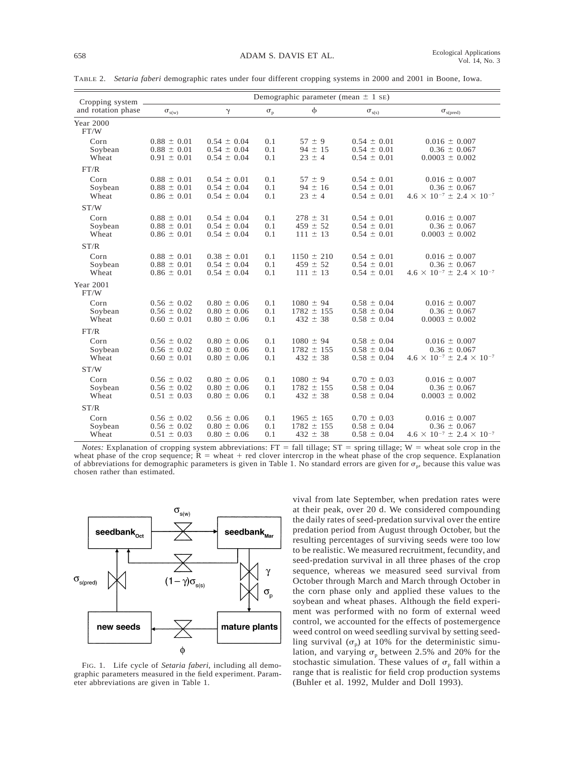TABLE 2. *Setaria faberi* demographic rates under four different cropping systems in 2000 and 2001 in Boone, Iowa.

| Cropping system and rotation phase | Demographic parameter (mean ± 1 SE) | | | | | |
|---|---|---|---|---|---|---|
| | $\sigma_{s(w)}$ | $\gamma$ | $\sigma_p$ | $\phi$ | $\sigma_{s(s)}$ | $\sigma_{s(pred)}$ |
| **Year 2000** | | | | | | |
| FT/W | | | | | | |
| Corn | 0.88 ± 0.01 | 0.54 ± 0.04 | 0.1 | 57 ± 9 | 0.54 ± 0.01 | 0.016 ± 0.007 |
| Soybean | 0.88 ± 0.01 | 0.54 ± 0.04 | 0.1 | 94 ± 15 | 0.54 ± 0.01 | 0.36 ± 0.067 |
| Wheat | 0.91 ± 0.01 | 0.54 ± 0.04 | 0.1 | 23 ± 4 | 0.54 ± 0.01 | 0.0003 ± 0.002 |
| FT/R | | | | | | |
| Corn | 0.88 ± 0.01 | 0.54 ± 0.01 | 0.1 | 57 ± 9 | 0.54 ± 0.01 | 0.016 ± 0.007 |
| Soybean | 0.88 ± 0.01 | 0.54 ± 0.04 | 0.1 | 94 ± 16 | 0.54 ± 0.01 | 0.36 ± 0.067 |
| Wheat | 0.86 ± 0.01 | 0.54 ± 0.04 | 0.1 | 23 ± 4 | 0.54 ± 0.01 | $4.6 \times 10^{-7} \pm 2.4 \times 10^{-7}$ |
| ST/W | | | | | | |
| Corn | 0.88 ± 0.01 | 0.54 ± 0.04 | 0.1 | 278 ± 31 | 0.54 ± 0.01 | 0.016 ± 0.007 |
| Soybean | 0.88 ± 0.01 | 0.54 ± 0.04 | 0.1 | 459 ± 52 | 0.54 ± 0.01 | 0.36 ± 0.067 |
| Wheat | 0.86 ± 0.01 | 0.54 ± 0.04 | 0.1 | 111 ± 13 | 0.54 ± 0.01 | 0.0003 ± 0.002 |
| ST/R | | | | | | |
| Corn | 0.88 ± 0.01 | 0.38 ± 0.01 | 0.1 | 1150 ± 210 | 0.54 ± 0.01 | 0.016 ± 0.007 |
| Soybean | 0.88 ± 0.01 | 0.54 ± 0.04 | 0.1 | 459 ± 52 | 0.54 ± 0.01 | 0.36 ± 0.067 |
| Wheat | 0.86 ± 0.01 | 0.54 ± 0.04 | 0.1 | 111 ± 13 | 0.54 ± 0.01 | $4.6 \times 10^{-7} \pm 2.4 \times 10^{-7}$ |
| **Year 2001** | | | | | | |
| FT/W | | | | | | |
| Corn | 0.56 ± 0.02 | 0.80 ± 0.06 | 0.1 | 1080 ± 94 | 0.58 ± 0.04 | 0.016 ± 0.007 |
| Soybean | 0.56 ± 0.02 | 0.80 ± 0.06 | 0.1 | 1782 ± 155 | 0.58 ± 0.04 | 0.36 ± 0.067 |
| Wheat | 0.60 ± 0.01 | 0.80 ± 0.06 | 0.1 | 432 ± 38 | 0.58 ± 0.04 | 0.0003 ± 0.002 |
| FT/R | | | | | | |
| Corn | 0.56 ± 0.02 | 0.80 ± 0.06 | 0.1 | 1080 ± 94 | 0.58 ± 0.04 | 0.016 ± 0.007 |
| Soybean | 0.56 ± 0.02 | 0.80 ± 0.06 | 0.1 | 1782 ± 155 | 0.58 ± 0.04 | 0.36 ± 0.067 |
| Wheat | 0.60 ± 0.01 | 0.80 ± 0.06 | 0.1 | 432 ± 38 | 0.58 ± 0.04 | $4.6 \times 10^{-7} \pm 2.4 \times 10^{-7}$ |
| ST/W | | | | | | |
| Corn | 0.56 ± 0.02 | 0.80 ± 0.06 | 0.1 | 1080 ± 94 | 0.70 ± 0.03 | 0.016 ± 0.007 |
| Soybean | 0.56 ± 0.02 | 0.80 ± 0.06 | 0.1 | 1782 ± 155 | 0.58 ± 0.04 | 0.36 ± 0.067 |
| Wheat | 0.51 ± 0.03 | 0.80 ± 0.06 | 0.1 | 432 ± 38 | 0.58 ± 0.04 | 0.0003 ± 0.002 |
| ST/R | | | | | | |
| Corn | 0.56 ± 0.02 | 0.56 ± 0.06 | 0.1 | 1965 ± 165 | 0.70 ± 0.03 | 0.016 ± 0.007 |
| Soybean | 0.56 ± 0.02 | 0.80 ± 0.06 | 0.1 | 1782 ± 155 | 0.58 ± 0.04 | 0.36 ± 0.067 |
| Wheat | 0.51 ± 0.03 | 0.80 ± 0.06 | 0.1 | 432 ± 38 | 0.58 ± 0.04 | $4.6 \times 10^{-7} \pm 2.4 \times 10^{-7}$ |

*Notes:* Explanation of cropping system abbreviations: FT = fall tillage; ST = spring tillage; W = wheat sole crop in the wheat phase of the crop sequence; R = wheat + red clover intercrop in the wheat phase of the crop sequence. Explanation of abbreviations for demographic parameters is given in Table 1. No standard errors are given for $\sigma_p$, because this value was chosen rather than estimated.

FIG. 1. Life cycle of *Setaria faberi*, including all demographic parameters measured in the field experiment. Parameter abbreviations are given in Table 1.

vival from late September, when predation rates were at their peak, over 20 d. We considered compounding the daily rates of seed-predation survival over the entire predation period from August through October, but the resulting percentages of surviving seeds were too low to be realistic. We measured recruitment, fecundity, and seed-predation survival in all three phases of the crop sequence, whereas we measured seed survival from October through March and March through October in the corn phase only and applied these values to the soybean and wheat phases. Although the field experiment was performed with no form of external weed control, we accounted for the effects of postemergence weed control on weed seedling survival by setting seedling survival ($\sigma_p$) at 10% for the deterministic simulation, and varying $\sigma_p$ between 2.5% and 20% for the stochastic simulation. These values of $\sigma_p$ fall within a range that is realistic for field crop production systems (Buhler et al. 1992, Mulder and Doll 1993).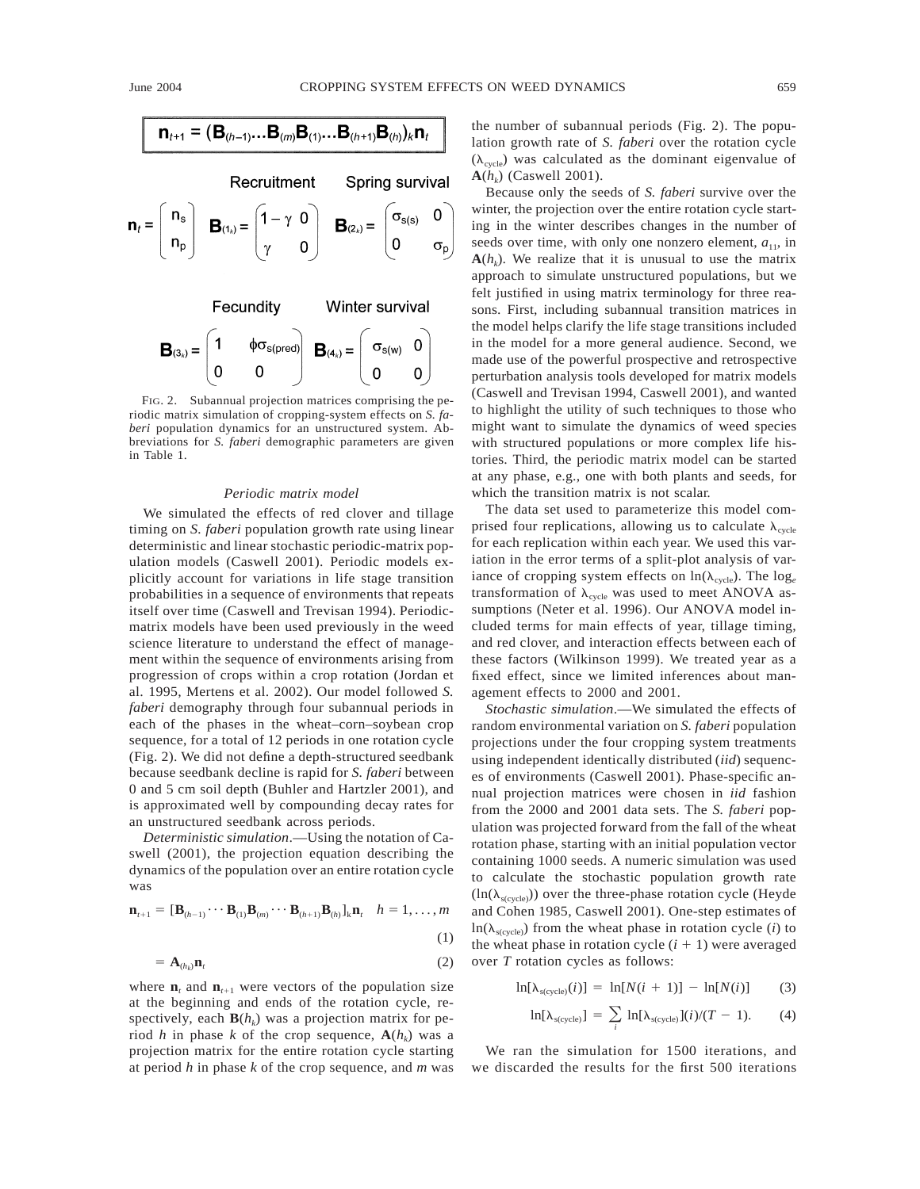$$\mathbf{n}_{t+1} = (\mathbf{B}_{(h-1)} \ldots \mathbf{B}_{(m)} \mathbf{B}_{(1)} \ldots \mathbf{B}_{(h+1)} \mathbf{B}_{(h)})_k \mathbf{n}_t$$

$$\mathbf{n}_t = \begin{pmatrix} n_s \\ n_p \end{pmatrix} \quad \text{Recruitment: } \mathbf{B}_{(1_k)} = \begin{pmatrix} 1-\gamma & 0 \\ \gamma & 0 \end{pmatrix} \quad \text{Spring survival: } \mathbf{B}_{(2_k)} = \begin{pmatrix} \sigma_{s(s)} & 0 \\ 0 & \sigma_p \end{pmatrix}$$

$$\text{Fecundity: } \mathbf{B}_{(3_k)} = \begin{pmatrix} 1 & \phi\sigma_{s(pred)} \\ 0 & 0 \end{pmatrix} \quad \text{Winter survival: } \mathbf{B}_{(4_k)} = \begin{pmatrix} \sigma_{s(w)} & 0 \\ 0 & 0 \end{pmatrix}$$

FIG. 2. Subannual projection matrices comprising the periodic matrix simulation of cropping-system effects on *S. faberi* population dynamics for an unstructured system. Abbreviations for *S. faberi* demographic parameters are given in Table 1.

### *Periodic matrix model*

We simulated the effects of red clover and tillage timing on *S. faberi* population growth rate using linear deterministic and linear stochastic periodic-matrix population models (Caswell 2001). Periodic models explicitly account for variations in life stage transition probabilities in a sequence of environments that repeats itself over time (Caswell and Trevisan 1994). Periodic-matrix models have been used previously in the weed science literature to understand the effect of management within the sequence of environments arising from progression of crops within a crop rotation (Jordan et al. 1995, Mertens et al. 2002). Our model followed *S. faberi* demography through four subannual periods in each of the phases in the wheat–corn–soybean crop sequence, for a total of 12 periods in one rotation cycle (Fig. 2). We did not define a depth-structured seedbank because seedbank decline is rapid for *S. faberi* between 0 and 5 cm soil depth (Buhler and Hartzler 2001), and is approximated well by compounding decay rates for an unstructured seedbank across periods.

*Deterministic simulation*.—Using the notation of Caswell (2001), the projection equation describing the dynamics of the population over an entire rotation cycle was

$$\mathbf{n}_{t+1} = [\mathbf{B}_{(h-1)} \cdots \mathbf{B}_{(1)}\mathbf{B}_{(m)} \cdots \mathbf{B}_{(h+1)}\mathbf{B}_{(h)}]_k \mathbf{n}_t \quad h = 1, \ldots, m \tag{1}$$

$$= \mathbf{A}_{(h_k)}\mathbf{n}_t \tag{2}$$

where $\mathbf{n}_t$ and $\mathbf{n}_{t+1}$ were vectors of the population size at the beginning and ends of the rotation cycle, respectively, each $\mathbf{B}(h_k)$ was a projection matrix for period $h$ in phase $k$ of the crop sequence, $\mathbf{A}(h_k)$ was a projection matrix for the entire rotation cycle starting at period $h$ in phase $k$ of the crop sequence, and $m$ was the number of subannual periods (Fig. 2). The population growth rate of *S. faberi* over the rotation cycle ($\lambda_{cycle}$) was calculated as the dominant eigenvalue of $\mathbf{A}(h_k)$ (Caswell 2001).

Because only the seeds of *S. faberi* survive over the winter, the projection over the entire rotation cycle starting in the winter describes changes in the number of seeds over time, with only one nonzero element, $a_{11}$, in $\mathbf{A}(h_k)$. We realize that it is unusual to use the matrix approach to simulate unstructured populations, but we felt justified in using matrix terminology for three reasons. First, including subannual transition matrices in the model helps clarify the life stage transitions included in the model for a more general audience. Second, we made use of the powerful prospective and retrospective perturbation analysis tools developed for matrix models (Caswell and Trevisan 1994, Caswell 2001), and wanted to highlight the utility of such techniques to those who might want to simulate the dynamics of weed species with structured populations or more complex life histories. Third, the periodic matrix model can be started at any phase, e.g., one with both plants and seeds, for which the transition matrix is not scalar.

The data set used to parameterize this model comprised four replications, allowing us to calculate $\lambda_{cycle}$ for each replication within each year. We used this variation in the error terms of a split-plot analysis of variance of cropping system effects on $\ln(\lambda_{cycle})$. The $\log_e$ transformation of $\lambda_{cycle}$ was used to meet ANOVA assumptions (Neter et al. 1996). Our ANOVA model included terms for main effects of year, tillage timing, and red clover, and interaction effects between each of these factors (Wilkinson 1999). We treated year as a fixed effect, since we limited inferences about management effects to 2000 and 2001.

*Stochastic simulation*.—We simulated the effects of random environmental variation on *S. faberi* population projections under the four cropping system treatments using independent identically distributed (*iid*) sequences of environments (Caswell 2001). Phase-specific annual projection matrices were chosen in *iid* fashion from the 2000 and 2001 data sets. The *S. faberi* population was projected forward from the fall of the wheat rotation phase, starting with an initial population vector containing 1000 seeds. A numeric simulation was used to calculate the stochastic population growth rate ($\ln(\lambda_{s(cycle)})$) over the three-phase rotation cycle (Heyde and Cohen 1985, Caswell 2001). One-step estimates of $\ln(\lambda_{s(cycle)})$ from the wheat phase in rotation cycle ($i$) to the wheat phase in rotation cycle ($i + 1$) were averaged over $T$ rotation cycles as follows:

$$\ln[\lambda_{s(cycle)}(i)] = \ln[N(i+1)] - \ln[N(i)] \tag{3}$$

$$\ln[\lambda_{s(cycle)}] = \sum_i \ln[\lambda_{s(cycle)}](i)/(T-1). \tag{4}$$

We ran the simulation for 1500 iterations, and we discarded the results for the first 500 iterations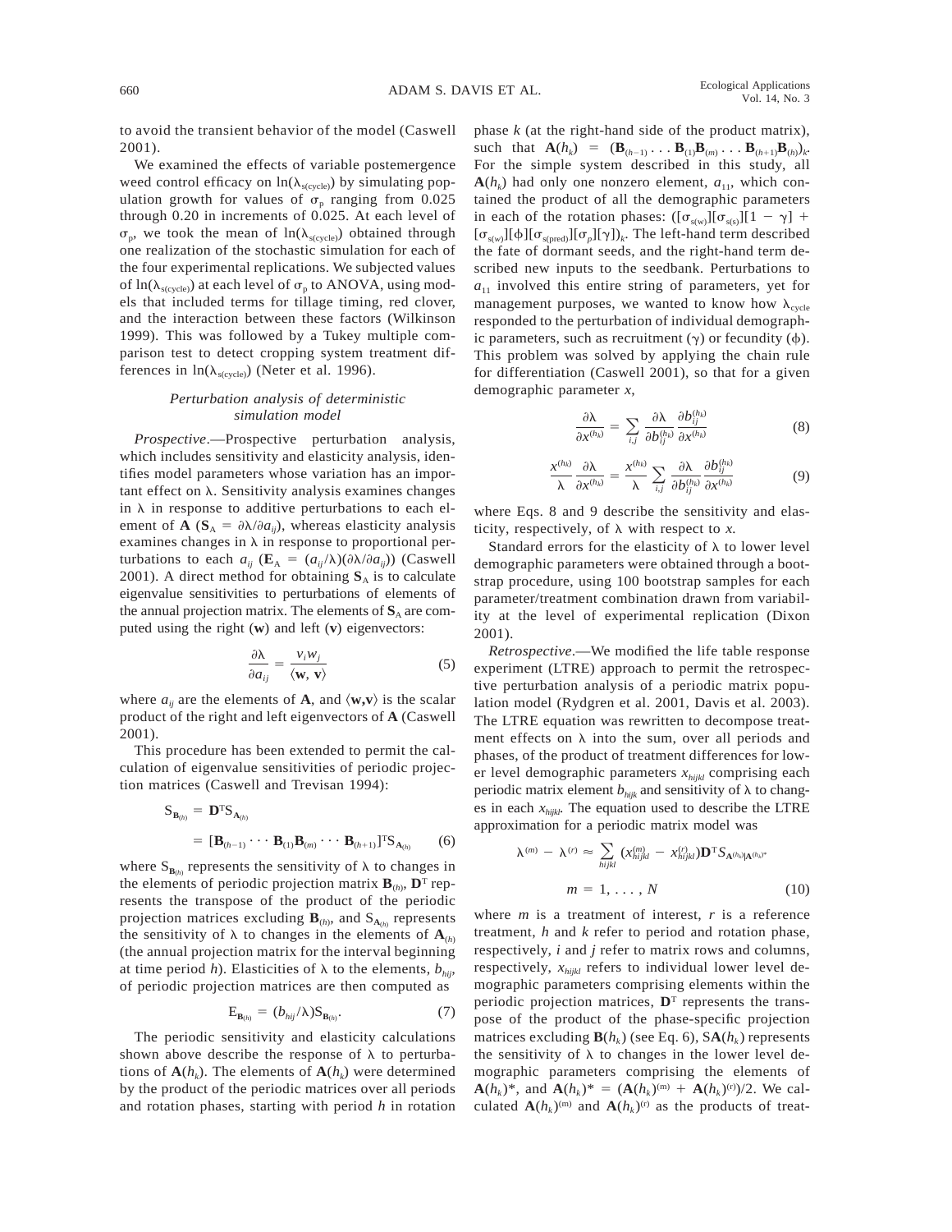to avoid the transient behavior of the model (Caswell 2001).

We examined the effects of variable postemergence weed control efficacy on $\ln(\lambda_{s(cycle)})$ by simulating population growth for values of $\sigma_p$ ranging from 0.025 through 0.20 in increments of 0.025. At each level of $\sigma_p$, we took the mean of $\ln(\lambda_{s(cycle)})$ obtained through one realization of the stochastic simulation for each of the four experimental replications. We subjected values of $\ln(\lambda_{s(cycle)})$ at each level of $\sigma_p$ to ANOVA, using models that included terms for tillage timing, red clover, and the interaction between these factors (Wilkinson 1999). This was followed by a Tukey multiple comparison test to detect cropping system treatment differences in $\ln(\lambda_{s(cycle)})$ (Neter et al. 1996).

### *Perturbation analysis of deterministic simulation model*

*Prospective*.—Prospective perturbation analysis, which includes sensitivity and elasticity analysis, identifies model parameters whose variation has an important effect on λ. Sensitivity analysis examines changes in λ in response to additive perturbations to each element of **A** ($\mathbf{S}_A = \partial\lambda/\partial a_{ij}$), whereas elasticity analysis examines changes in λ in response to proportional perturbations to each $a_{ij}$ ($\mathbf{E}_A = (a_{ij}/\lambda)(\partial\lambda/\partial a_{ij})$) (Caswell 2001). A direct method for obtaining $\mathbf{S}_A$ is to calculate eigenvalue sensitivities to perturbations of elements of the annual projection matrix. The elements of $\mathbf{S}_A$ are computed using the right (**w**) and left (**v**) eigenvectors:

$$\frac{\partial\lambda}{\partial a_{ij}} = \frac{v_i w_j}{\langle \mathbf{w}, \mathbf{v} \rangle} \tag{5}$$

where $a_{ij}$ are the elements of **A**, and $\langle \mathbf{w},\mathbf{v} \rangle$ is the scalar product of the right and left eigenvectors of **A** (Caswell 2001).

This procedure has been extended to permit the calculation of eigenvalue sensitivities of periodic projection matrices (Caswell and Trevisan 1994):

$$\begin{aligned} \mathrm{S}_{\mathbf{B}_{(h)}} &= \mathbf{D}^{\mathrm{T}}\mathrm{S}_{\mathbf{A}_{(h)}} \\ &= [\mathbf{B}_{(h-1)} \cdots \mathbf{B}_{(1)}\mathbf{B}_{(m)} \cdots \mathbf{B}_{(h+1)}]^{\mathrm{T}}\mathrm{S}_{\mathbf{A}_{(h)}} \end{aligned} \tag{6}$$

where $\mathrm{S}_{\mathbf{B}_{(h)}}$ represents the sensitivity of λ to changes in the elements of periodic projection matrix $\mathbf{B}_{(h)}$, $\mathbf{D}^{\mathrm{T}}$ represents the transpose of the product of the periodic projection matrices excluding $\mathbf{B}_{(h)}$, and $\mathrm{S}_{\mathbf{A}_{(h)}}$ represents the sensitivity of λ to changes in the elements of $\mathbf{A}_{(h)}$ (the annual projection matrix for the interval beginning at time period $h$). Elasticities of λ to the elements, $b_{hij}$, of periodic projection matrices are then computed as

$$\mathrm{E}_{\mathbf{B}_{(h)}} = (b_{hij}/\lambda)\mathrm{S}_{\mathbf{B}_{(h)}}. \tag{7}$$

The periodic sensitivity and elasticity calculations shown above describe the response of λ to perturbations of $\mathbf{A}(h_k)$. The elements of $\mathbf{A}(h_k)$ were determined by the product of the periodic matrices over all periods and rotation phases, starting with period $h$ in rotation phase $k$ (at the right-hand side of the product matrix), such that $\mathbf{A}(h_k) = (\mathbf{B}_{(h-1)} \ldots \mathbf{B}_{(1)}\mathbf{B}_{(m)} \ldots \mathbf{B}_{(h+1)}\mathbf{B}_{(h)})_k$. For the simple system described in this study, all $\mathbf{A}(h_k)$ had only one nonzero element, $a_{11}$, which contained the product of all the demographic parameters in each of the rotation phases: $([\sigma_{s(w)}][\sigma_{s(s)}][1-\gamma] + [\sigma_{s(w)}][\phi][\sigma_{s(pred)}][\sigma_p][\gamma])_k$. The left-hand term described the fate of dormant seeds, and the right-hand term described new inputs to the seedbank. Perturbations to $a_{11}$ involved this entire string of parameters, yet for management purposes, we wanted to know how $\lambda_{cycle}$ responded to the perturbation of individual demographic parameters, such as recruitment (γ) or fecundity (ϕ). This problem was solved by applying the chain rule for differentiation (Caswell 2001), so that for a given demographic parameter $x$,

$$\frac{\partial\lambda}{\partial x^{(h_k)}} = \sum_{i,j} \frac{\partial\lambda}{\partial b_{ij}^{(h_k)}} \frac{\partial b_{ij}^{(h_k)}}{\partial x^{(h_k)}} \tag{8}$$

$$\frac{x^{(h_k)}}{\lambda}\frac{\partial\lambda}{\partial x^{(h_k)}} = \frac{x^{(h_k)}}{\lambda} \sum_{i,j} \frac{\partial\lambda}{\partial b_{ij}^{(h_k)}} \frac{\partial b_{ij}^{(h_k)}}{\partial x^{(h_k)}} \tag{9}$$

where Eqs. 8 and 9 describe the sensitivity and elasticity, respectively, of λ with respect to $x$.

Standard errors for the elasticity of λ to lower level demographic parameters were obtained through a bootstrap procedure, using 100 bootstrap samples for each parameter/treatment combination drawn from variability at the level of experimental replication (Dixon 2001).

*Retrospective*.—We modified the life table response experiment (LTRE) approach to permit the retrospective perturbation analysis of a periodic matrix population model (Rydgren et al. 2001, Davis et al. 2003). The LTRE equation was rewritten to decompose treatment effects on λ into the sum, over all periods and phases, of the product of treatment differences for lower level demographic parameters $x_{hijkl}$ comprising each periodic matrix element $b_{hijk}$ and sensitivity of λ to changes in each $x_{hijkl}$. The equation used to describe the LTRE approximation for a periodic matrix model was

$$\lambda^{(m)} - \lambda^{(r)} \approx \sum_{hijkl} (x_{hijkl}^{(m)} - x_{hijkl}^{(r)})\mathbf{D}^{\mathrm{T}} S_{\mathbf{A}(h_k)|\mathbf{A}(h_k)^*}$$

$$m = 1, \ldots, N \tag{10}$$

where $m$ is a treatment of interest, $r$ is a reference treatment, $h$ and $k$ refer to period and rotation phase, respectively, $i$ and $j$ refer to matrix rows and columns, respectively, $x_{hijkl}$ refers to individual lower level demographic parameters comprising elements within the periodic projection matrices, $\mathbf{D}^{\mathrm{T}}$ represents the transpose of the product of the phase-specific projection matrices excluding $\mathbf{B}(h_k)$ (see Eq. 6), $S\mathbf{A}(h_k)$ represents the sensitivity of λ to changes in the lower level demographic parameters comprising the elements of $\mathbf{A}(h_k)^*$, and $\mathbf{A}(h_k)^* = (\mathbf{A}(h_k)^{(m)} + \mathbf{A}(h_k)^{(r)})/2$. We calculated $\mathbf{A}(h_k)^{(m)}$ and $\mathbf{A}(h_k)^{(r)}$ as the products of treat-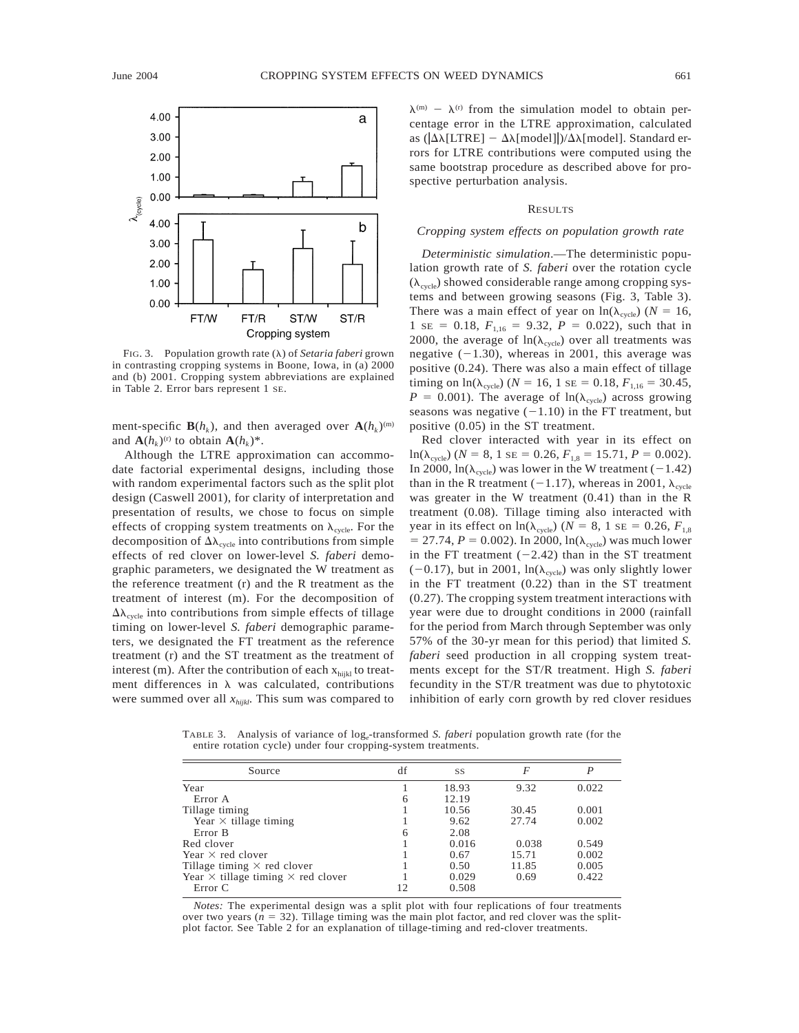FIG. 3. Population growth rate ($\lambda$) of *Setaria faberi* grown in contrasting cropping systems in Boone, Iowa, in (a) 2000 and (b) 2001. Cropping system abbreviations are explained in Table 2. Error bars represent 1 SE.

ment-specific $\mathbf{B}(h_k)$, and then averaged over $\mathbf{A}(h_k)^{(m)}$ and $\mathbf{A}(h_k)^{(r)}$ to obtain $\mathbf{A}(h_k)^*$.

Although the LTRE approximation can accommodate factorial experimental designs, including those with random experimental factors such as the split plot design (Caswell 2001), for clarity of interpretation and presentation of results, we chose to focus on simple effects of cropping system treatments on $\lambda_{cycle}$. For the decomposition of $\Delta\lambda_{cycle}$ into contributions from simple effects of red clover on lower-level *S. faberi* demographic parameters, we designated the W treatment as the reference treatment (r) and the R treatment as the treatment of interest (m). For the decomposition of $\Delta\lambda_{cycle}$ into contributions from simple effects of tillage timing on lower-level *S. faberi* demographic parameters, we designated the FT treatment as the reference treatment (r) and the ST treatment as the treatment of interest (m). After the contribution of each $x_{hijkl}$ to treatment differences in $\lambda$ was calculated, contributions were summed over all $x_{hijkl}$. This sum was compared to $\lambda^{(m)} - \lambda^{(r)}$ from the simulation model to obtain percentage error in the LTRE approximation, calculated as $(|\Delta\lambda[\text{LTRE}] - \Delta\lambda[\text{model}]|)/\Delta\lambda[\text{model}]$. Standard errors for LTRE contributions were computed using the same bootstrap procedure as described above for prospective perturbation analysis.

## RESULTS

### *Cropping system effects on population growth rate*

*Deterministic simulation*.—The deterministic population growth rate of *S. faberi* over the rotation cycle ($\lambda_{cycle}$) showed considerable range among cropping systems and between growing seasons (Fig. 3, Table 3). There was a main effect of year on $\ln(\lambda_{cycle})$ ($N = 16$, 1 SE = 0.18, $F_{1,16} = 9.32$, $P = 0.022$), such that in 2000, the average of $\ln(\lambda_{cycle})$ over all treatments was negative ($-1.30$), whereas in 2001, this average was positive (0.24). There was also a main effect of tillage timing on $\ln(\lambda_{cycle})$ ($N = 16$, 1 SE = 0.18, $F_{1,16} = 30.45$, $P = 0.001$). The average of $\ln(\lambda_{cycle})$ across growing seasons was negative ($-1.10$) in the FT treatment, but positive (0.05) in the ST treatment.

Red clover interacted with year in its effect on $\ln(\lambda_{cycle})$ ($N = 8$, 1 SE = 0.26, $F_{1,8} = 15.71$, $P = 0.002$). In 2000, $\ln(\lambda_{cycle})$ was lower in the W treatment ($-1.42$) than in the R treatment ($-1.17$), whereas in 2001, $\lambda_{cycle}$ was greater in the W treatment (0.41) than in the R treatment (0.08). Tillage timing also interacted with year in its effect on $\ln(\lambda_{cycle})$ ($N = 8$, 1 SE = 0.26, $F_{1,8} = 27.74$, $P = 0.002$). In 2000, $\ln(\lambda_{cycle})$ was much lower in the FT treatment ($-2.42$) than in the ST treatment ($-0.17$), but in 2001, $\ln(\lambda_{cycle})$ was only slightly lower in the FT treatment (0.22) than in the ST treatment (0.27). The cropping system treatment interactions with year were due to drought conditions in 2000 (rainfall for the period from March through September was only 57% of the 30-yr mean for this period) that limited *S. faberi* seed production in all cropping system treatments except for the ST/R treatment. High *S. faberi* fecundity in the ST/R treatment was due to phytotoxic inhibition of early corn growth by red clover residues

TABLE 3. Analysis of variance of $\log_e$-transformed *S. faberi* population growth rate (for the entire rotation cycle) under four cropping-system treatments.

| Source | df | SS | $F$ | $P$ |
|---|---|---|---|---|
| Year | 1 | 18.93 | 9.32 | 0.022 |
| Error A | 6 | 12.19 | | |
| Tillage timing | 1 | 10.56 | 30.45 | 0.001 |
| Year × tillage timing | 1 | 9.62 | 27.74 | 0.002 |
| Error B | 6 | 2.08 | | |
| Red clover | 1 | 0.016 | 0.038 | 0.549 |
| Year × red clover | 1 | 0.67 | 15.71 | 0.002 |
| Tillage timing × red clover | 1 | 0.50 | 11.85 | 0.005 |
| Year × tillage timing × red clover | 1 | 0.029 | 0.69 | 0.422 |
| Error C | 12 | 0.508 | | |

*Notes:* The experimental design was a split plot with four replications of four treatments over two years ($n = 32$). Tillage timing was the main plot factor, and red clover was the split-plot factor. See Table 2 for an explanation of tillage-timing and red-clover treatments.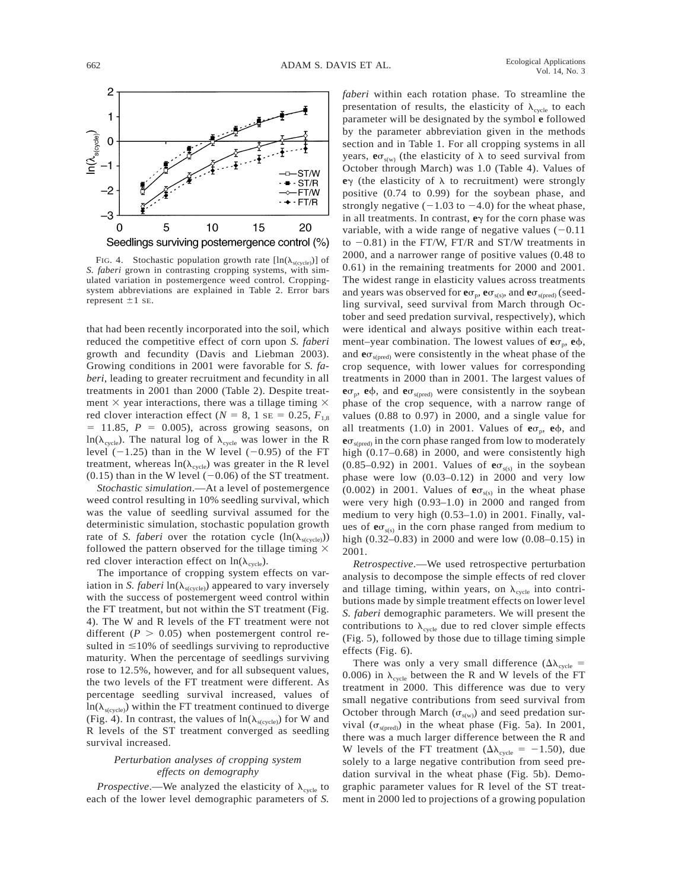FIG. 4. Stochastic population growth rate [$\ln(\lambda_{s(cycle)})$] of *S. faberi* grown in contrasting cropping systems, with simulated variation in postemergence weed control. Cropping-system abbreviations are explained in Table 2. Error bars represent ±1 SE.

that had been recently incorporated into the soil, which reduced the competitive effect of corn upon *S. faberi* growth and fecundity (Davis and Liebman 2003). Growing conditions in 2001 were favorable for *S. faberi*, leading to greater recruitment and fecundity in all treatments in 2001 than 2000 (Table 2). Despite treatment × year interactions, there was a tillage timing × red clover interaction effect ($N = 8$, 1 SE = 0.25, $F_{1,8} = 11.85$, $P = 0.005$), across growing seasons, on $\ln(\lambda_{cycle})$. The natural log of $\lambda_{cycle}$ was lower in the R level (−1.25) than in the W level (−0.95) of the FT treatment, whereas $\ln(\lambda_{cycle})$ was greater in the R level (0.15) than in the W level (−0.06) of the ST treatment.

*Stochastic simulation*.—At a level of postemergence weed control resulting in 10% seedling survival, which was the value of seedling survival assumed for the deterministic simulation, stochastic population growth rate of *S. faberi* over the rotation cycle ($\ln(\lambda_{s(cycle)})$) followed the pattern observed for the tillage timing × red clover interaction effect on $\ln(\lambda_{cycle})$.

The importance of cropping system effects on variation in *S. faberi* $\ln(\lambda_{s(cycle)})$ appeared to vary inversely with the success of postemergent weed control within the FT treatment, but not within the ST treatment (Fig. 4). The W and R levels of the FT treatment were not different ($P > 0.05$) when postemergent control resulted in ≤10% of seedlings surviving to reproductive maturity. When the percentage of seedlings surviving rose to 12.5%, however, and for all subsequent values, the two levels of the FT treatment were different. As percentage seedling survival increased, values of $\ln(\lambda_{s(cycle)})$ within the FT treatment continued to diverge (Fig. 4). In contrast, the values of $\ln(\lambda_{s(cycle)})$ for W and R levels of the ST treatment converged as seedling survival increased.

### *Perturbation analyses of cropping system effects on demography*

*Prospective*.—We analyzed the elasticity of $\lambda_{cycle}$ to each of the lower level demographic parameters of *S. faberi* within each rotation phase. To streamline the presentation of results, the elasticity of $\lambda_{cycle}$ to each parameter will be designated by the symbol **e** followed by the parameter abbreviation given in the methods section and in Table 1. For all cropping systems in all years, $\mathbf{e}\sigma_{s(w)}$ (the elasticity of λ to seed survival from October through March) was 1.0 (Table 4). Values of $\mathbf{e}\gamma$ (the elasticity of λ to recruitment) were strongly positive (0.74 to 0.99) for the soybean phase, and strongly negative (−1.03 to −4.0) for the wheat phase, in all treatments. In contrast, $\mathbf{e}\gamma$ for the corn phase was variable, with a wide range of negative values (−0.11 to −0.81) in the FT/W, FT/R and ST/W treatments in 2000, and a narrower range of positive values (0.48 to 0.61) in the remaining treatments for 2000 and 2001. The widest range in elasticity values across treatments and years was observed for $\mathbf{e}\sigma_p$, $\mathbf{e}\sigma_{s(s)}$, and $\mathbf{e}\sigma_{s(pred)}$ (seedling survival, seed survival from March through October and seed predation survival, respectively), which were identical and always positive within each treatment–year combination. The lowest values of $\mathbf{e}\sigma_p$, $\mathbf{e}\phi$, and $\mathbf{e}\sigma_{s(pred)}$ were consistently in the wheat phase of the crop sequence, with lower values for corresponding treatments in 2000 than in 2001. The largest values of $\mathbf{e}\sigma_p$, $\mathbf{e}\phi$, and $\mathbf{e}\sigma_{s(pred)}$ were consistently in the soybean phase of the crop sequence, with a narrow range of values (0.88 to 0.97) in 2000, and a single value for all treatments (1.0) in 2001. Values of $\mathbf{e}\sigma_p$, $\mathbf{e}\phi$, and $\mathbf{e}\sigma_{s(pred)}$ in the corn phase ranged from low to moderately high (0.17–0.68) in 2000, and were consistently high (0.85–0.92) in 2001. Values of $\mathbf{e}\sigma_{s(s)}$ in the soybean phase were low (0.03–0.12) in 2000 and very low (0.002) in 2001. Values of $\mathbf{e}\sigma_{s(s)}$ in the wheat phase were very high (0.93–1.0) in 2000 and ranged from medium to very high (0.53–1.0) in 2001. Finally, values of $\mathbf{e}\sigma_{s(s)}$ in the corn phase ranged from medium to high (0.32–0.83) in 2000 and were low (0.08–0.15) in 2001.

*Retrospective*.—We used retrospective perturbation analysis to decompose the simple effects of red clover and tillage timing, within years, on $\lambda_{cycle}$ into contributions made by simple treatment effects on lower level *S. faberi* demographic parameters. We will present the contributions to $\lambda_{cycle}$ due to red clover simple effects (Fig. 5), followed by those due to tillage timing simple effects (Fig. 6).

There was only a very small difference ($\Delta\lambda_{cycle} = 0.006$) in $\lambda_{cycle}$ between the R and W levels of the FT treatment in 2000. This difference was due to very small negative contributions from seed survival from October through March ($\sigma_{s(w)}$) and seed predation survival ($\sigma_{s(pred)}$) in the wheat phase (Fig. 5a). In 2001, there was a much larger difference between the R and W levels of the FT treatment ($\Delta\lambda_{cycle} = -1.50$), due solely to a large negative contribution from seed predation survival in the wheat phase (Fig. 5b). Demographic parameter values for R level of the ST treatment in 2000 led to projections of a growing population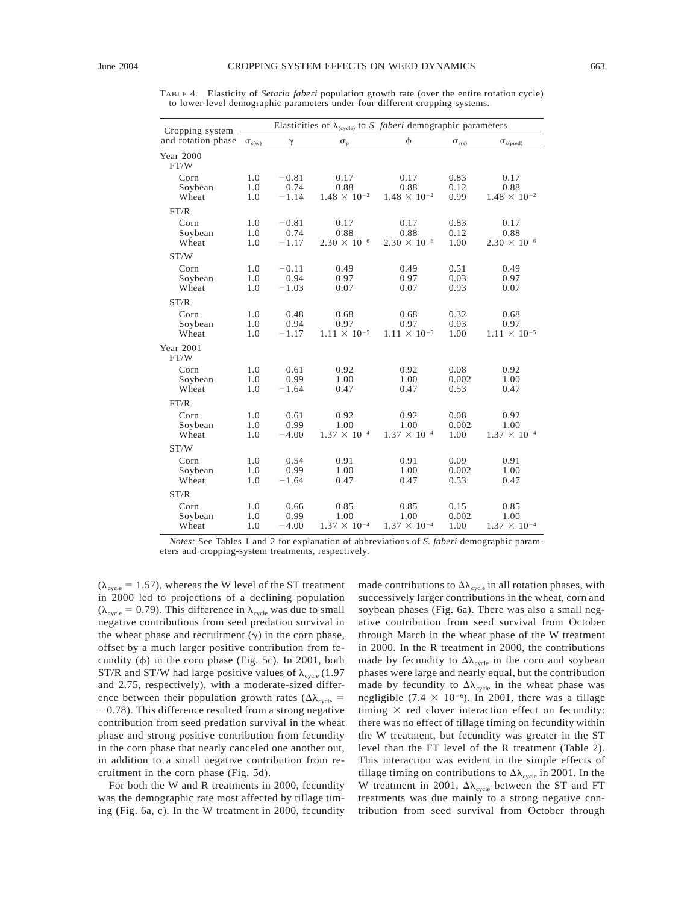TABLE 4. Elasticity of *Setaria faberi* population growth rate (over the entire rotation cycle) to lower-level demographic parameters under four different cropping systems.

| Cropping system and rotation phase | Elasticities of $\lambda_{(cycle)}$ to *S. faberi* demographic parameters | | | | | |
|---|---|---|---|---|---|---|
| | $\sigma_{s(w)}$ | $\gamma$ | $\sigma_p$ | $\phi$ | $\sigma_{s(s)}$ | $\sigma_{s(pred)}$ |
| **Year 2000** | | | | | | |
| FT/W | | | | | | |
| Corn | 1.0 | −0.81 | 0.17 | 0.17 | 0.83 | 0.17 |
| Soybean | 1.0 | 0.74 | 0.88 | 0.88 | 0.12 | 0.88 |
| Wheat | 1.0 | −1.14 | $1.48 \times 10^{-2}$ | $1.48 \times 10^{-2}$ | 0.99 | $1.48 \times 10^{-2}$ |
| FT/R | | | | | | |
| Corn | 1.0 | −0.81 | 0.17 | 0.17 | 0.83 | 0.17 |
| Soybean | 1.0 | 0.74 | 0.88 | 0.88 | 0.12 | 0.88 |
| Wheat | 1.0 | −1.17 | $2.30 \times 10^{-6}$ | $2.30 \times 10^{-6}$ | 1.00 | $2.30 \times 10^{-6}$ |
| ST/W | | | | | | |
| Corn | 1.0 | −0.11 | 0.49 | 0.49 | 0.51 | 0.49 |
| Soybean | 1.0 | 0.94 | 0.97 | 0.97 | 0.03 | 0.97 |
| Wheat | 1.0 | −1.03 | 0.07 | 0.07 | 0.93 | 0.07 |
| ST/R | | | | | | |
| Corn | 1.0 | 0.48 | 0.68 | 0.68 | 0.32 | 0.68 |
| Soybean | 1.0 | 0.94 | 0.97 | 0.97 | 0.03 | 0.97 |
| Wheat | 1.0 | −1.17 | $1.11 \times 10^{-5}$ | $1.11 \times 10^{-5}$ | 1.00 | $1.11 \times 10^{-5}$ |
| **Year 2001** | | | | | | |
| FT/W | | | | | | |
| Corn | 1.0 | 0.61 | 0.92 | 0.92 | 0.08 | 0.92 |
| Soybean | 1.0 | 0.99 | 1.00 | 1.00 | 0.002 | 1.00 |
| Wheat | 1.0 | −1.64 | 0.47 | 0.47 | 0.53 | 0.47 |
| FT/R | | | | | | |
| Corn | 1.0 | 0.61 | 0.92 | 0.92 | 0.08 | 0.92 |
| Soybean | 1.0 | 0.99 | 1.00 | 1.00 | 0.002 | 1.00 |
| Wheat | 1.0 | −4.00 | $1.37 \times 10^{-4}$ | $1.37 \times 10^{-4}$ | 1.00 | $1.37 \times 10^{-4}$ |
| ST/W | | | | | | |
| Corn | 1.0 | 0.54 | 0.91 | 0.91 | 0.09 | 0.91 |
| Soybean | 1.0 | 0.99 | 1.00 | 1.00 | 0.002 | 1.00 |
| Wheat | 1.0 | −1.64 | 0.47 | 0.47 | 0.53 | 0.47 |
| ST/R | | | | | | |
| Corn | 1.0 | 0.66 | 0.85 | 0.85 | 0.15 | 0.85 |
| Soybean | 1.0 | 0.99 | 1.00 | 1.00 | 0.002 | 1.00 |
| Wheat | 1.0 | −4.00 | $1.37 \times 10^{-4}$ | $1.37 \times 10^{-4}$ | 1.00 | $1.37 \times 10^{-4}$ |

*Notes:* See Tables 1 and 2 for explanation of abbreviations of *S. faberi* demographic parameters and cropping-system treatments, respectively.

($\lambda_{cycle} = 1.57$), whereas the W level of the ST treatment in 2000 led to projections of a declining population ($\lambda_{cycle} = 0.79$). This difference in $\lambda_{cycle}$ was due to small negative contributions from seed predation survival in the wheat phase and recruitment ($\gamma$) in the corn phase, offset by a much larger positive contribution from fecundity ($\phi$) in the corn phase (Fig. 5c). In 2001, both ST/R and ST/W had large positive values of $\lambda_{cycle}$ (1.97 and 2.75, respectively), with a moderate-sized difference between their population growth rates ($\Delta\lambda_{cycle} = -0.78$). This difference resulted from a strong negative contribution from seed predation survival in the wheat phase and strong positive contribution from fecundity in the corn phase that nearly canceled one another out, in addition to a small negative contribution from recruitment in the corn phase (Fig. 5d).

For both the W and R treatments in 2000, fecundity was the demographic rate most affected by tillage timing (Fig. 6a, c). In the W treatment in 2000, fecundity made contributions to $\Delta\lambda_{cycle}$ in all rotation phases, with successively larger contributions in the wheat, corn and soybean phases (Fig. 6a). There was also a small negative contribution from seed survival from October through March in the wheat phase of the W treatment in 2000. In the R treatment in 2000, the contributions made by fecundity to $\Delta\lambda_{cycle}$ in the corn and soybean phases were large and nearly equal, but the contribution made by fecundity to $\Delta\lambda_{cycle}$ in the wheat phase was negligible ($7.4 \times 10^{-6}$). In 2001, there was a tillage timing × red clover interaction effect on fecundity: there was no effect of tillage timing on fecundity within the W treatment, but fecundity was greater in the ST level than the FT level of the R treatment (Table 2). This interaction was evident in the simple effects of tillage timing on contributions to $\Delta\lambda_{cycle}$ in 2001. In the W treatment in 2001, $\Delta\lambda_{cycle}$ between the ST and FT treatments was due mainly to a strong negative contribution from seed survival from October through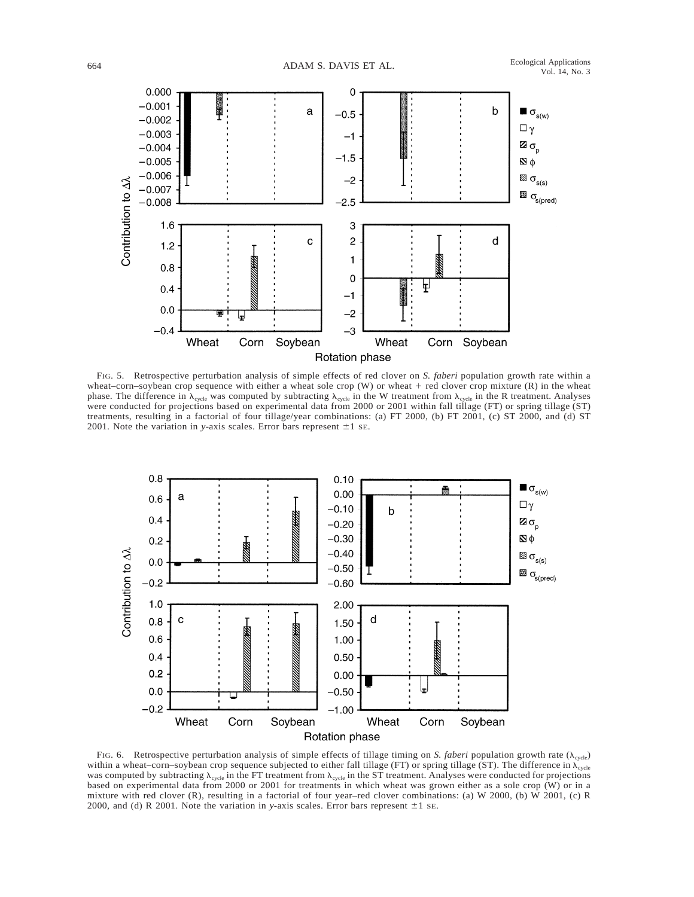FIG. 5. Retrospective perturbation analysis of simple effects of red clover on *S. faberi* population growth rate within a wheat–corn–soybean crop sequence with either a wheat sole crop (W) or wheat + red clover crop mixture (R) in the wheat phase. The difference in $\lambda_{cycle}$ was computed by subtracting $\lambda_{cycle}$ in the W treatment from $\lambda_{cycle}$ in the R treatment. Analyses were conducted for projections based on experimental data from 2000 or 2001 within fall tillage (FT) or spring tillage (ST) treatments, resulting in a factorial of four tillage/year combinations: (a) FT 2000, (b) FT 2001, (c) ST 2000, and (d) ST 2001. Note the variation in *y*-axis scales. Error bars represent ±1 SE.

FIG. 6. Retrospective perturbation analysis of simple effects of tillage timing on *S. faberi* population growth rate ($\lambda_{cycle}$) within a wheat–corn–soybean crop sequence subjected to either fall tillage (FT) or spring tillage (ST). The difference in $\lambda_{cycle}$ was computed by subtracting $\lambda_{cycle}$ in the FT treatment from $\lambda_{cycle}$ in the ST treatment. Analyses were conducted for projections based on experimental data from 2000 or 2001 for treatments in which wheat was grown either as a sole crop (W) or in a mixture with red clover (R), resulting in a factorial of four year–red clover combinations: (a) W 2000, (b) W 2001, (c) R 2000, and (d) R 2001. Note the variation in *y*-axis scales. Error bars represent ±1 SE.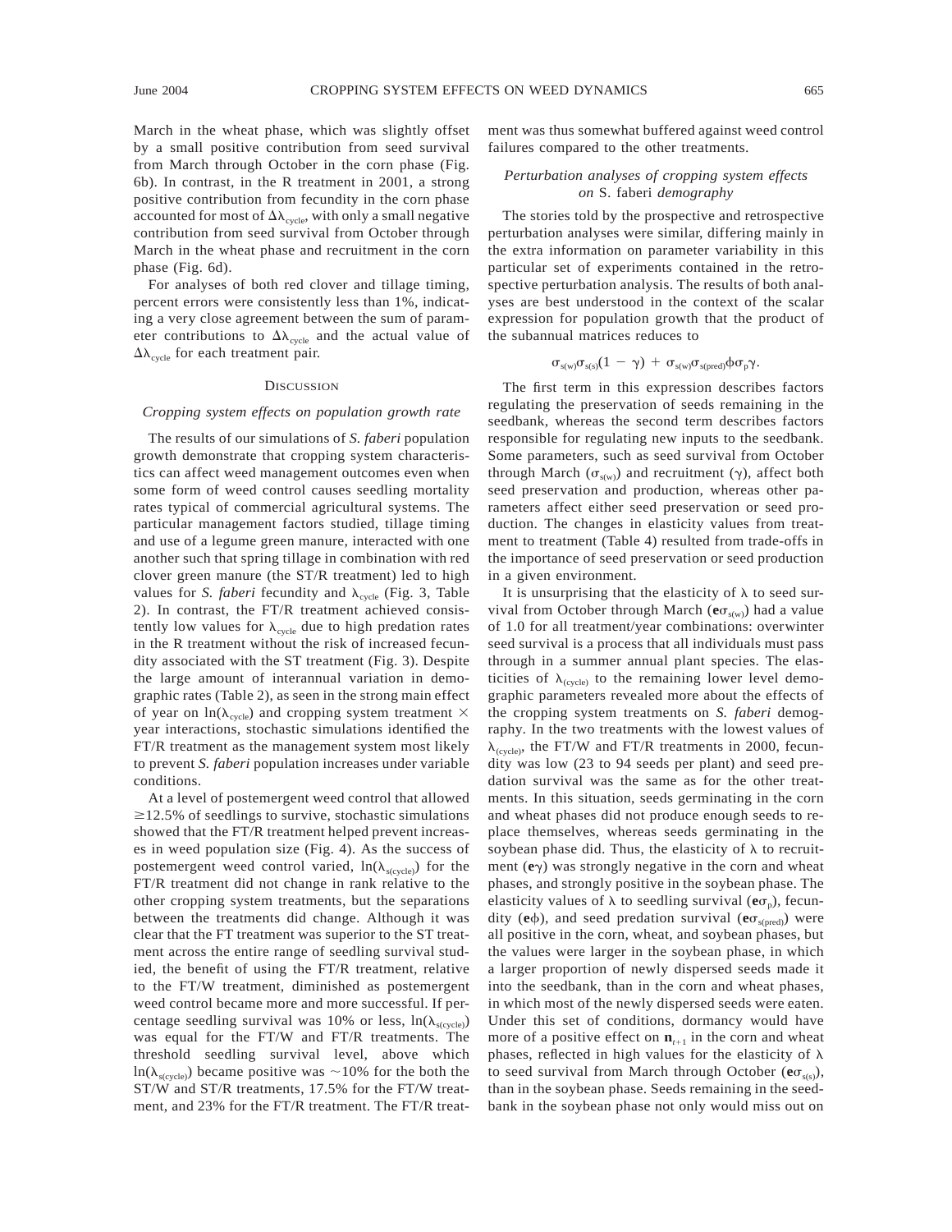March in the wheat phase, which was slightly offset by a small positive contribution from seed survival from March through October in the corn phase (Fig. 6b). In contrast, in the R treatment in 2001, a strong positive contribution from fecundity in the corn phase accounted for most of $\Delta\lambda_{\text{cycle}}$, with only a small negative contribution from seed survival from October through March in the wheat phase and recruitment in the corn phase (Fig. 6d).

For analyses of both red clover and tillage timing, percent errors were consistently less than 1%, indicating a very close agreement between the sum of parameter contributions to $\Delta\lambda_{\text{cycle}}$ and the actual value of $\Delta\lambda_{\text{cycle}}$ for each treatment pair.

## Discussion

### *Cropping system effects on population growth rate*

The results of our simulations of *S. faberi* population growth demonstrate that cropping system characteristics can affect weed management outcomes even when some form of weed control causes seedling mortality rates typical of commercial agricultural systems. The particular management factors studied, tillage timing and use of a legume green manure, interacted with one another such that spring tillage in combination with red clover green manure (the ST/R treatment) led to high values for *S. faberi* fecundity and $\lambda_{\text{cycle}}$ (Fig. 3, Table 2). In contrast, the FT/R treatment achieved consistently low values for $\lambda_{\text{cycle}}$ due to high predation rates in the R treatment without the risk of increased fecundity associated with the ST treatment (Fig. 3). Despite the large amount of interannual variation in demographic rates (Table 2), as seen in the strong main effect of year on $\ln(\lambda_{\text{cycle}})$ and cropping system treatment $\times$ year interactions, stochastic simulations identified the FT/R treatment as the management system most likely to prevent *S. faberi* population increases under variable conditions.

At a level of postemergent weed control that allowed $\geq$12.5% of seedlings to survive, stochastic simulations showed that the FT/R treatment helped prevent increases in weed population size (Fig. 4). As the success of postemergent weed control varied, $\ln(\lambda_{s(\text{cycle})})$ for the FT/R treatment did not change in rank relative to the other cropping system treatments, but the separations between the treatments did change. Although it was clear that the FT treatment was superior to the ST treatment across the entire range of seedling survival studied, the benefit of using the FT/R treatment, relative to the FT/W treatment, diminished as postemergent weed control became more and more successful. If percentage seedling survival was 10% or less, $\ln(\lambda_{s(\text{cycle})})$ was equal for the FT/W and FT/R treatments. The threshold seedling survival level, above which $\ln(\lambda_{s(\text{cycle})})$ became positive was ~10% for the both the ST/W and ST/R treatments, 17.5% for the FT/W treatment, and 23% for the FT/R treatment. The FT/R treatment was thus somewhat buffered against weed control failures compared to the other treatments.

### *Perturbation analyses of cropping system effects on* S. faberi *demography*

The stories told by the prospective and retrospective perturbation analyses were similar, differing mainly in the extra information on parameter variability in this particular set of experiments contained in the retrospective perturbation analysis. The results of both analyses are best understood in the context of the scalar expression for population growth that the product of the subannual matrices reduces to

$$\sigma_{s(w)}\sigma_{s(s)}(1 - \gamma) + \sigma_{s(w)}\sigma_{s(\text{pred})}\phi\sigma_p\gamma.$$

The first term in this expression describes factors regulating the preservation of seeds remaining in the seedbank, whereas the second term describes factors responsible for regulating new inputs to the seedbank. Some parameters, such as seed survival from October through March ($\sigma_{s(w)}$) and recruitment ($\gamma$), affect both seed preservation and production, whereas other parameters affect either seed preservation or seed production. The changes in elasticity values from treatment to treatment (Table 4) resulted from trade-offs in the importance of seed preservation or seed production in a given environment.

It is unsurprising that the elasticity of $\lambda$ to seed survival from October through March ($\mathbf{e}\sigma_{s(w)}$) had a value of 1.0 for all treatment/year combinations: overwinter seed survival is a process that all individuals must pass through in a summer annual plant species. The elasticities of $\lambda_{(\text{cycle})}$ to the remaining lower level demographic parameters revealed more about the effects of the cropping system treatments on *S. faberi* demography. In the two treatments with the lowest values of $\lambda_{(\text{cycle})}$, the FT/W and FT/R treatments in 2000, fecundity was low (23 to 94 seeds per plant) and seed predation survival was the same as for the other treatments. In this situation, seeds germinating in the corn and wheat phases did not produce enough seeds to replace themselves, whereas seeds germinating in the soybean phase did. Thus, the elasticity of $\lambda$ to recruitment ($\mathbf{e}\gamma$) was strongly negative in the corn and wheat phases, and strongly positive in the soybean phase. The elasticity values of $\lambda$ to seedling survival ($\mathbf{e}\sigma_p$), fecundity ($\mathbf{e}\phi$), and seed predation survival ($\mathbf{e}\sigma_{s(\text{pred})}$) were all positive in the corn, wheat, and soybean phases, but the values were larger in the soybean phase, in which a larger proportion of newly dispersed seeds made it into the seedbank, than in the corn and wheat phases, in which most of the newly dispersed seeds were eaten. Under this set of conditions, dormancy would have more of a positive effect on $\mathbf{n}_{t+1}$ in the corn and wheat phases, reflected in high values for the elasticity of $\lambda$ to seed survival from March through October ($\mathbf{e}\sigma_{s(s)}$), than in the soybean phase. Seeds remaining in the seedbank in the soybean phase not only would miss out on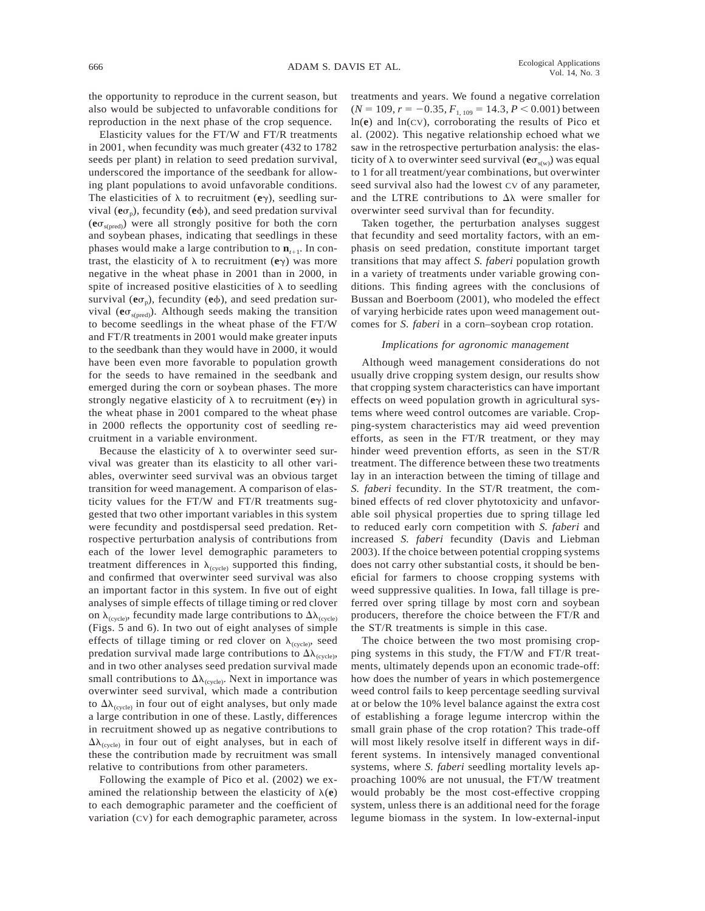the opportunity to reproduce in the current season, but also would be subjected to unfavorable conditions for reproduction in the next phase of the crop sequence.

Elasticity values for the FT/W and FT/R treatments in 2001, when fecundity was much greater (432 to 1782 seeds per plant) in relation to seed predation survival, underscored the importance of the seedbank for allowing plant populations to avoid unfavorable conditions. The elasticities of λ to recruitment ($\mathbf{e}\gamma$), seedling survival ($\mathbf{e}\sigma_{p}$), fecundity ($\mathbf{e}\phi$), and seed predation survival ($\mathbf{e}\sigma_{s(pred)}$) were all strongly positive for both the corn and soybean phases, indicating that seedlings in these phases would make a large contribution to $\mathbf{n}_{t+1}$. In contrast, the elasticity of λ to recruitment ($\mathbf{e}\gamma$) was more negative in the wheat phase in 2001 than in 2000, in spite of increased positive elasticities of λ to seedling survival ($\mathbf{e}\sigma_{p}$), fecundity ($\mathbf{e}\phi$), and seed predation survival ($\mathbf{e}\sigma_{s(pred)}$). Although seeds making the transition to become seedlings in the wheat phase of the FT/W and FT/R treatments in 2001 would make greater inputs to the seedbank than they would have in 2000, it would have been even more favorable to population growth for the seeds to have remained in the seedbank and emerged during the corn or soybean phases. The more strongly negative elasticity of λ to recruitment ($\mathbf{e}\gamma$) in the wheat phase in 2001 compared to the wheat phase in 2000 reflects the opportunity cost of seedling recruitment in a variable environment.

Because the elasticity of λ to overwinter seed survival was greater than its elasticity to all other variables, overwinter seed survival was an obvious target transition for weed management. A comparison of elasticity values for the FT/W and FT/R treatments suggested that two other important variables in this system were fecundity and postdispersal seed predation. Retrospective perturbation analysis of contributions from each of the lower level demographic parameters to treatment differences in $\lambda_{(cycle)}$ supported this finding, and confirmed that overwinter seed survival was also an important factor in this system. In five out of eight analyses of simple effects of tillage timing or red clover on $\lambda_{(cycle)}$, fecundity made large contributions to $\Delta\lambda_{(cycle)}$ (Figs. 5 and 6). In two out of eight analyses of simple effects of tillage timing or red clover on $\lambda_{(cycle)}$, seed predation survival made large contributions to $\Delta\lambda_{(cycle)}$, and in two other analyses seed predation survival made small contributions to $\Delta\lambda_{(cycle)}$. Next in importance was overwinter seed survival, which made a contribution to $\Delta\lambda_{(cycle)}$ in four out of eight analyses, but only made a large contribution in one of these. Lastly, differences in recruitment showed up as negative contributions to $\Delta\lambda_{(cycle)}$ in four out of eight analyses, but in each of these the contribution made by recruitment was small relative to contributions from other parameters.

Following the example of Pico et al. (2002) we examined the relationship between the elasticity of $\lambda(\mathbf{e})$ to each demographic parameter and the coefficient of variation (CV) for each demographic parameter, across treatments and years. We found a negative correlation ($N = 109$, $r = -0.35$, $F_{1,109} = 14.3$, $P < 0.001$) between $\ln(\mathbf{e})$ and $\ln(\text{CV})$, corroborating the results of Pico et al. (2002). This negative relationship echoed what we saw in the retrospective perturbation analysis: the elasticity of λ to overwinter seed survival ($\mathbf{e}\sigma_{s(w)}$) was equal to 1 for all treatment/year combinations, but overwinter seed survival also had the lowest CV of any parameter, and the LTRE contributions to Δλ were smaller for overwinter seed survival than for fecundity.

Taken together, the perturbation analyses suggest that fecundity and seed mortality factors, with an emphasis on seed predation, constitute important target transitions that may affect *S. faberi* population growth in a variety of treatments under variable growing conditions. This finding agrees with the conclusions of Bussan and Boerboom (2001), who modeled the effect of varying herbicide rates upon weed management outcomes for *S. faberi* in a corn–soybean crop rotation.

### *Implications for agronomic management*

Although weed management considerations do not usually drive cropping system design, our results show that cropping system characteristics can have important effects on weed population growth in agricultural systems where weed control outcomes are variable. Cropping-system characteristics may aid weed prevention efforts, as seen in the FT/R treatment, or they may hinder weed prevention efforts, as seen in the ST/R treatment. The difference between these two treatments lay in an interaction between the timing of tillage and *S. faberi* fecundity. In the ST/R treatment, the combined effects of red clover phytotoxicity and unfavorable soil physical properties due to spring tillage led to reduced early corn competition with *S. faberi* and increased *S. faberi* fecundity (Davis and Liebman 2003). If the choice between potential cropping systems does not carry other substantial costs, it should be beneficial for farmers to choose cropping systems with weed suppressive qualities. In Iowa, fall tillage is preferred over spring tillage by most corn and soybean producers, therefore the choice between the FT/R and the ST/R treatments is simple in this case.

The choice between the two most promising cropping systems in this study, the FT/W and FT/R treatments, ultimately depends upon an economic trade-off: how does the number of years in which postemergence weed control fails to keep percentage seedling survival at or below the 10% level balance against the extra cost of establishing a forage legume intercrop within the small grain phase of the crop rotation? This trade-off will most likely resolve itself in different ways in different systems. In intensively managed conventional systems, where *S. faberi* seedling mortality levels approaching 100% are not unusual, the FT/W treatment would probably be the most cost-effective cropping system, unless there is an additional need for the forage legume biomass in the system. In low-external-input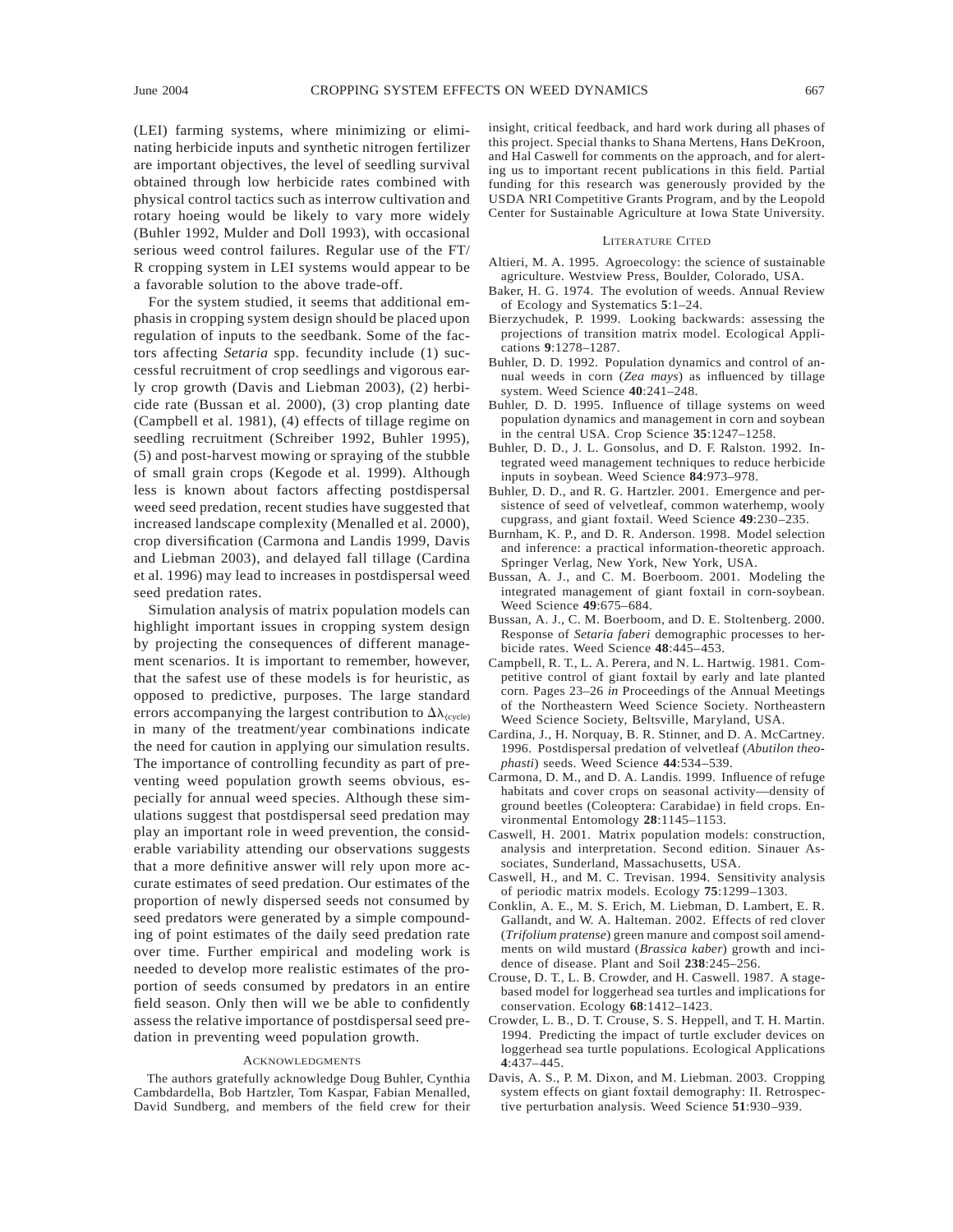(LEI) farming systems, where minimizing or eliminating herbicide inputs and synthetic nitrogen fertilizer are important objectives, the level of seedling survival obtained through low herbicide rates combined with physical control tactics such as interrow cultivation and rotary hoeing would be likely to vary more widely (Buhler 1992, Mulder and Doll 1993), with occasional serious weed control failures. Regular use of the FT/R cropping system in LEI systems would appear to be a favorable solution to the above trade-off.

For the system studied, it seems that additional emphasis in cropping system design should be placed upon regulation of inputs to the seedbank. Some of the factors affecting *Setaria* spp. fecundity include (1) successful recruitment of crop seedlings and vigorous early crop growth (Davis and Liebman 2003), (2) herbicide rate (Bussan et al. 2000), (3) crop planting date (Campbell et al. 1981), (4) effects of tillage regime on seedling recruitment (Schreiber 1992, Buhler 1995), (5) and post-harvest mowing or spraying of the stubble of small grain crops (Kegode et al. 1999). Although less is known about factors affecting postdispersal weed seed predation, recent studies have suggested that increased landscape complexity (Menalled et al. 2000), crop diversification (Carmona and Landis 1999, Davis and Liebman 2003), and delayed fall tillage (Cardina et al. 1996) may lead to increases in postdispersal weed seed predation rates.

Simulation analysis of matrix population models can highlight important issues in cropping system design by projecting the consequences of different management scenarios. It is important to remember, however, that the safest use of these models is for heuristic, as opposed to predictive, purposes. The large standard errors accompanying the largest contribution to $\Delta\lambda_{(cycle)}$ in many of the treatment/year combinations indicate the need for caution in applying our simulation results. The importance of controlling fecundity as part of preventing weed population growth seems obvious, especially for annual weed species. Although these simulations suggest that postdispersal seed predation may play an important role in weed prevention, the considerable variability attending our observations suggests that a more definitive answer will rely upon more accurate estimates of seed predation. Our estimates of the proportion of newly dispersed seeds not consumed by seed predators were generated by a simple compounding of point estimates of the daily seed predation rate over time. Further empirical and modeling work is needed to develop more realistic estimates of the proportion of seeds consumed by predators in an entire field season. Only then will we be able to confidently assess the relative importance of postdispersal seed predation in preventing weed population growth.

## Acknowledgments

The authors gratefully acknowledge Doug Buhler, Cynthia Cambdardella, Bob Hartzler, Tom Kaspar, Fabian Menalled, David Sundberg, and members of the field crew for their insight, critical feedback, and hard work during all phases of this project. Special thanks to Shana Mertens, Hans DeKroon, and Hal Caswell for comments on the approach, and for alerting us to important recent publications in this field. Partial funding for this research was generously provided by the USDA NRI Competitive Grants Program, and by the Leopold Center for Sustainable Agriculture at Iowa State University.

## Literature Cited

Altieri, M. A. 1995. Agroecology: the science of sustainable agriculture. Westview Press, Boulder, Colorado, USA.

Baker, H. G. 1974. The evolution of weeds. Annual Review of Ecology and Systematics **5**:1–24.

Bierzychudek, P. 1999. Looking backwards: assessing the projections of transition matrix model. Ecological Applications **9**:1278–1287.

Buhler, D. D. 1992. Population dynamics and control of annual weeds in corn (*Zea mays*) as influenced by tillage system. Weed Science **40**:241–248.

Buhler, D. D. 1995. Influence of tillage systems on weed population dynamics and management in corn and soybean in the central USA. Crop Science **35**:1247–1258.

Buhler, D. D., J. L. Gonsolus, and D. F. Ralston. 1992. Integrated weed management techniques to reduce herbicide inputs in soybean. Weed Science **84**:973–978.

Buhler, D. D., and R. G. Hartzler. 2001. Emergence and persistence of seed of velvetleaf, common waterhemp, wooly cupgrass, and giant foxtail. Weed Science **49**:230–235.

Burnham, K. P., and D. R. Anderson. 1998. Model selection and inference: a practical information-theoretic approach. Springer Verlag, New York, New York, USA.

Bussan, A. J., and C. M. Boerboom. 2001. Modeling the integrated management of giant foxtail in corn-soybean. Weed Science **49**:675–684.

Bussan, A. J., C. M. Boerboom, and D. E. Stoltenberg. 2000. Response of *Setaria faberi* demographic processes to herbicide rates. Weed Science **48**:445–453.

Campbell, R. T., L. A. Perera, and N. L. Hartwig. 1981. Competitive control of giant foxtail by early and late planted corn. Pages 23–26 *in* Proceedings of the Annual Meetings of the Northeastern Weed Science Society. Northeastern Weed Science Society, Beltsville, Maryland, USA.

Cardina, J., H. Norquay, B. R. Stinner, and D. A. McCartney. 1996. Postdispersal predation of velvetleaf (*Abutilon theophasti*) seeds. Weed Science **44**:534–539.

Carmona, D. M., and D. A. Landis. 1999. Influence of refuge habitats and cover crops on seasonal activity—density of ground beetles (Coleoptera: Carabidae) in field crops. Environmental Entomology **28**:1145–1153.

Caswell, H. 2001. Matrix population models: construction, analysis and interpretation. Second edition. Sinauer Associates, Sunderland, Massachusetts, USA.

Caswell, H., and M. C. Trevisan. 1994. Sensitivity analysis of periodic matrix models. Ecology **75**:1299–1303.

Conklin, A. E., M. S. Erich, M. Liebman, D. Lambert, E. R. Gallandt, and W. A. Halteman. 2002. Effects of red clover (*Trifolium pratense*) green manure and compost soil amendments on wild mustard (*Brassica kaber*) growth and incidence of disease. Plant and Soil **238**:245–256.

Crouse, D. T., L. B. Crowder, and H. Caswell. 1987. A stage-based model for loggerhead sea turtles and implications for conservation. Ecology **68**:1412–1423.

Crowder, L. B., D. T. Crouse, S. S. Heppell, and T. H. Martin. 1994. Predicting the impact of turtle excluder devices on loggerhead sea turtle populations. Ecological Applications **4**:437–445.

Davis, A. S., P. M. Dixon, and M. Liebman. 2003. Cropping system effects on giant foxtail demography: II. Retrospective perturbation analysis. Weed Science **51**:930–939.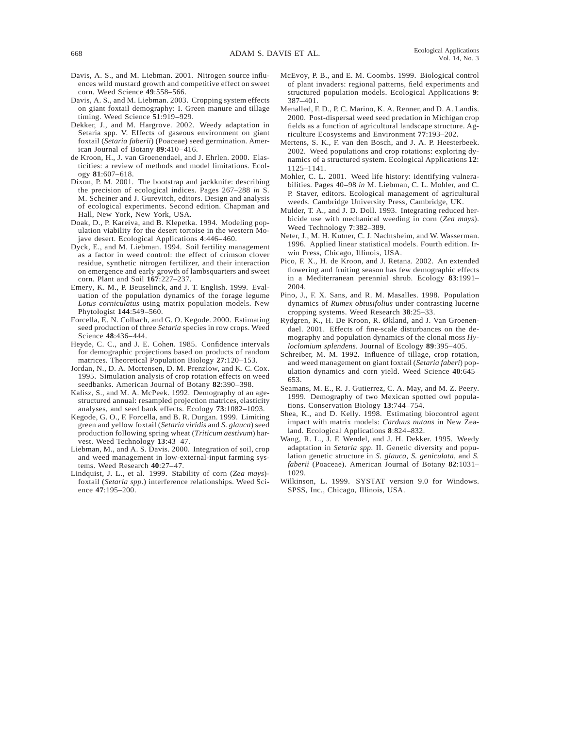Davis, A. S., and M. Liebman. 2001. Nitrogen source influences wild mustard growth and competitive effect on sweet corn. Weed Science **49**:558–566.

Davis, A. S., and M. Liebman. 2003. Cropping system effects on giant foxtail demography: I. Green manure and tillage timing. Weed Science **51**:919–929.

Dekker, J., and M. Hargrove. 2002. Weedy adaptation in Setaria spp. V. Effects of gaseous environment on giant foxtail (*Setaria faberii*) (Poaceae) seed germination. American Journal of Botany **89**:410–416.

de Kroon, H., J. van Groenendael, and J. Ehrlen. 2000. Elasticities: a review of methods and model limitations. Ecology **81**:607–618.

Dixon, P. M. 2001. The bootstrap and jackknife: describing the precision of ecological indices. Pages 267–288 *in* S. M. Scheiner and J. Gurevitch, editors. Design and analysis of ecological experiments. Second edition. Chapman and Hall, New York, New York, USA.

Doak, D., P. Kareiva, and B. Klepetka. 1994. Modeling population viability for the desert tortoise in the western Mojave desert. Ecological Applications **4**:446–460.

Dyck, E., and M. Liebman. 1994. Soil fertility management as a factor in weed control: the effect of crimson clover residue, synthetic nitrogen fertilizer, and their interaction on emergence and early growth of lambsquarters and sweet corn. Plant and Soil **167**:227–237.

Emery, K. M., P. Beuselinck, and J. T. English. 1999. Evaluation of the population dynamics of the forage legume *Lotus corniculatus* using matrix population models. New Phytologist **144**:549–560.

Forcella, F., N. Colbach, and G. O. Kegode. 2000. Estimating seed production of three *Setaria* species in row crops. Weed Science **48**:436–444.

Heyde, C. C., and J. E. Cohen. 1985. Confidence intervals for demographic projections based on products of random matrices. Theoretical Population Biology **27**:120–153.

Jordan, N., D. A. Mortensen, D. M. Prenzlow, and K. C. Cox. 1995. Simulation analysis of crop rotation effects on weed seedbanks. American Journal of Botany **82**:390–398.

Kalisz, S., and M. A. McPeek. 1992. Demography of an age-structured annual: resampled projection matrices, elasticity analyses, and seed bank effects. Ecology **73**:1082–1093.

Kegode, G. O., F. Forcella, and B. R. Durgan. 1999. Limiting green and yellow foxtail (*Setaria viridis* and *S. glauca*) seed production following spring wheat (*Triticum aestivum*) harvest. Weed Technology **13**:43–47.

Liebman, M., and A. S. Davis. 2000. Integration of soil, crop and weed management in low-external-input farming systems. Weed Research **40**:27–47.

Lindquist, J. L., et al. 1999. Stability of corn (*Zea mays*)-foxtail (*Setaria spp.*) interference relationships. Weed Science **47**:195–200.

McEvoy, P. B., and E. M. Coombs. 1999. Biological control of plant invaders: regional patterns, field experiments and structured population models. Ecological Applications **9**: 387–401.

Menalled, F. D., P. C. Marino, K. A. Renner, and D. A. Landis. 2000. Post-dispersal weed seed predation in Michigan crop fields as a function of agricultural landscape structure. Agriculture Ecosystems and Environment **77**:193–202.

Mertens, S. K., F. van den Bosch, and J. A. P. Heesterbeek. 2002. Weed populations and crop rotations: exploring dynamics of a structured system. Ecological Applications **12**: 1125–1141.

Mohler, C. L. 2001. Weed life history: identifying vulnerabilities. Pages 40–98 *in* M. Liebman, C. L. Mohler, and C. P. Staver, editors. Ecological management of agricultural weeds. Cambridge University Press, Cambridge, UK.

Mulder, T. A., and J. D. Doll. 1993. Integrating reduced herbicide use with mechanical weeding in corn (*Zea mays*). Weed Technology **7**:382–389.

Neter, J., M. H. Kutner, C. J. Nachtsheim, and W. Wasserman. 1996. Applied linear statistical models. Fourth edition. Irwin Press, Chicago, Illinois, USA.

Pico, F. X., H. de Kroon, and J. Retana. 2002. An extended flowering and fruiting season has few demographic effects in a Mediterranean perennial shrub. Ecology **83**:1991–2004.

Pino, J., F. X. Sans, and R. M. Masalles. 1998. Population dynamics of *Rumex obtusifolius* under contrasting lucerne cropping systems. Weed Research **38**:25–33.

Rydgren, K., H. De Kroon, R. Økland, and J. Van Groenendael. 2001. Effects of fine-scale disturbances on the demography and population dynamics of the clonal moss *Hylocomium splendens*. Journal of Ecology **89**:395–405.

Schreiber, M. M. 1992. Influence of tillage, crop rotation, and weed management on giant foxtail (*Setaria faberi*) population dynamics and corn yield. Weed Science **40**:645–653.

Seamans, M. E., R. J. Gutierrez, C. A. May, and M. Z. Peery. 1999. Demography of two Mexican spotted owl populations. Conservation Biology **13**:744–754.

Shea, K., and D. Kelly. 1998. Estimating biocontrol agent impact with matrix models: *Carduus nutans* in New Zealand. Ecological Applications **8**:824–832.

Wang, R. L., J. F. Wendel, and J. H. Dekker. 1995. Weedy adaptation in *Setaria spp*. II. Genetic diversity and population genetic structure in *S. glauca*, *S. geniculata*, and *S. faberii* (Poaceae). American Journal of Botany **82**:1031–1029.

Wilkinson, L. 1999. SYSTAT version 9.0 for Windows. SPSS, Inc., Chicago, Illinois, USA.